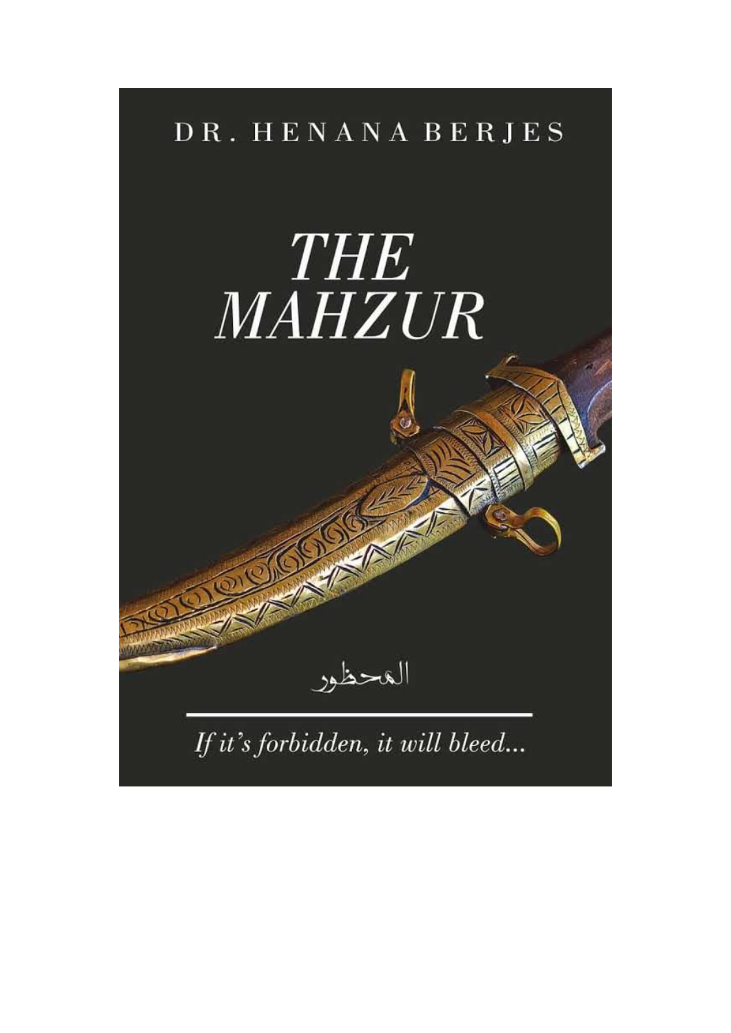DR. HENANA BERJES

# THE MAHZUR

المحظور

*If it's forbidden, it will bleed...*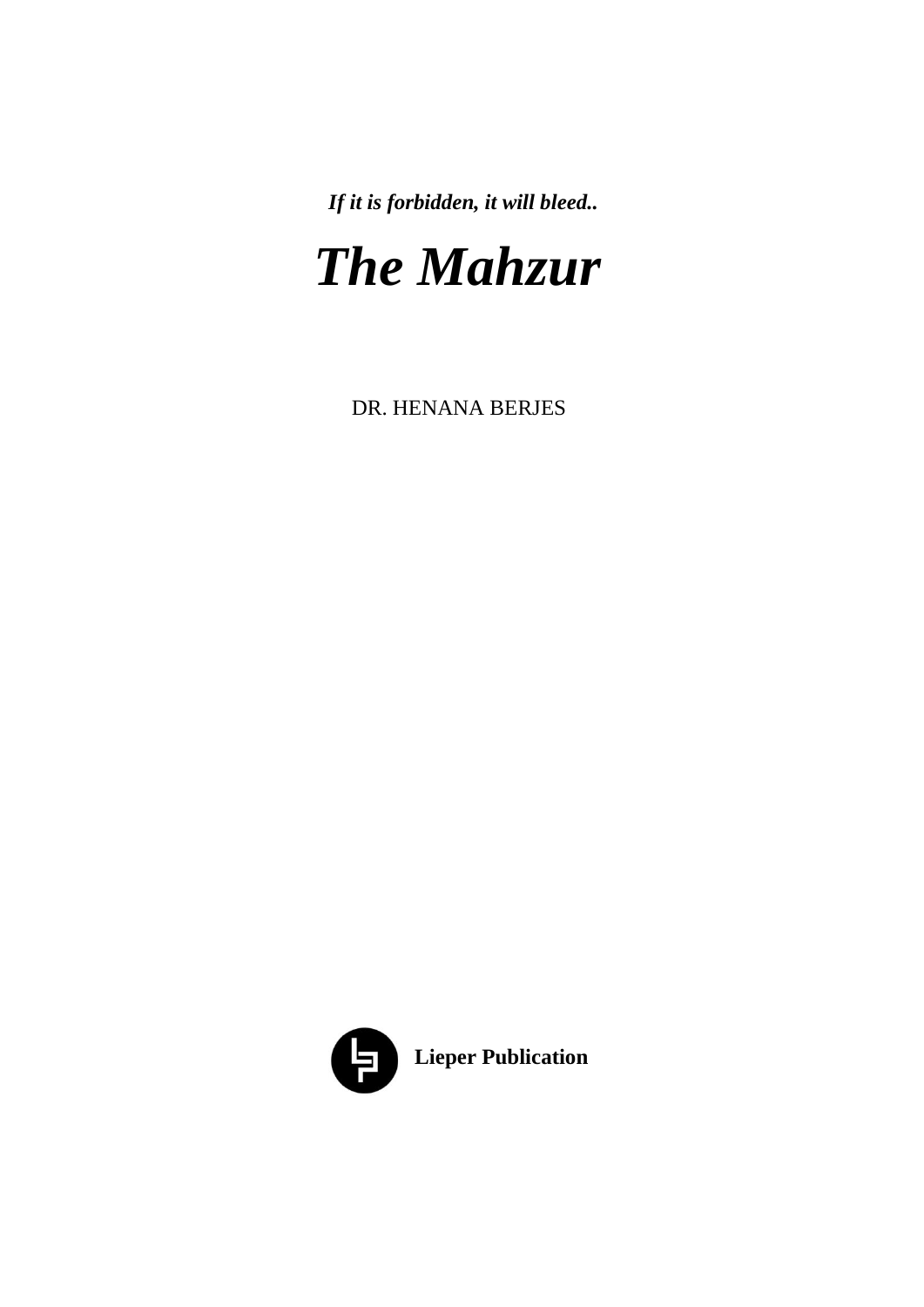***If it is forbidden, it will bleed..***

# *The Mahzur*

DR. HENANA BERJES

**Lieper Publication**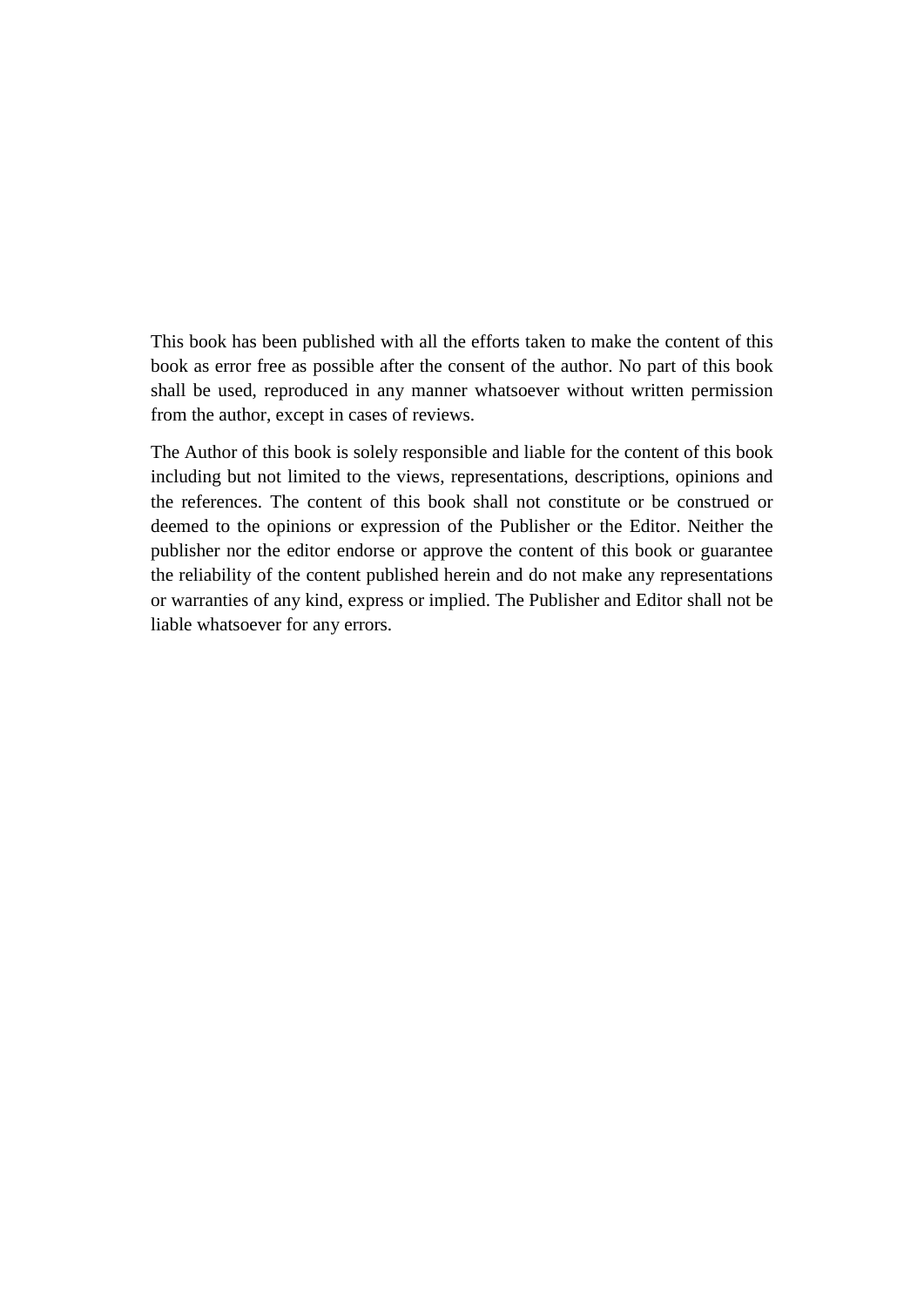This book has been published with all the efforts taken to make the content of this book as error free as possible after the consent of the author. No part of this book shall be used, reproduced in any manner whatsoever without written permission from the author, except in cases of reviews.

The Author of this book is solely responsible and liable for the content of this book including but not limited to the views, representations, descriptions, opinions and the references. The content of this book shall not constitute or be construed or deemed to the opinions or expression of the Publisher or the Editor. Neither the publisher nor the editor endorse or approve the content of this book or guarantee the reliability of the content published herein and do not make any representations or warranties of any kind, express or implied. The Publisher and Editor shall not be liable whatsoever for any errors.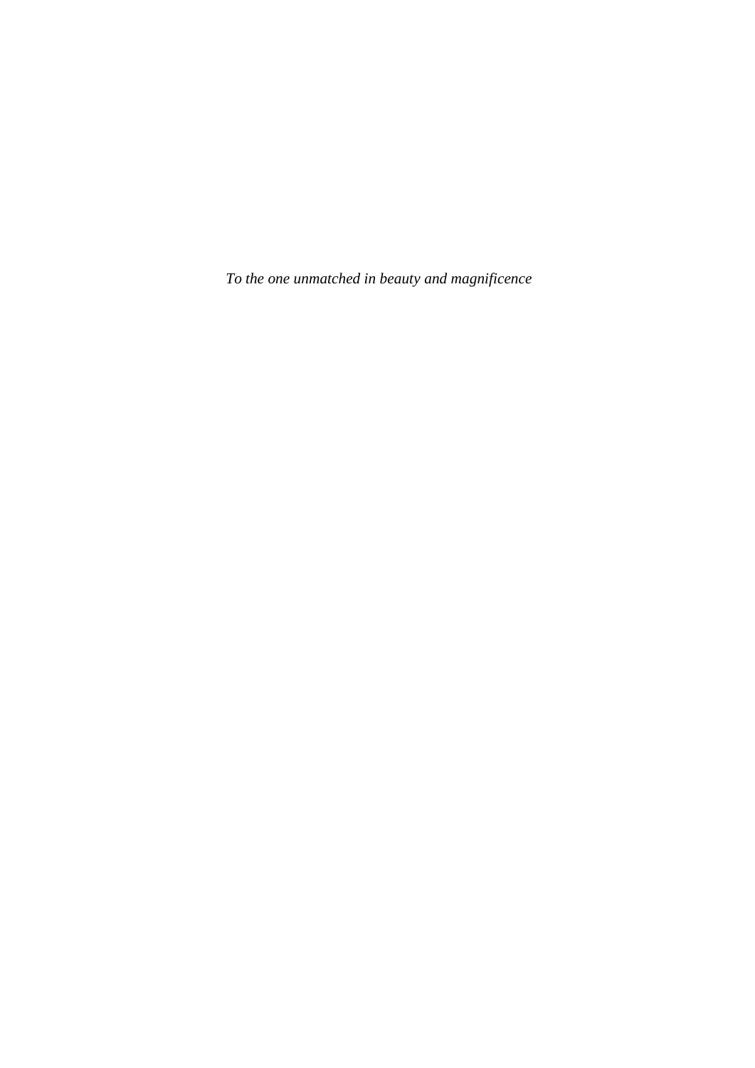*To the one unmatched in beauty and magnificence*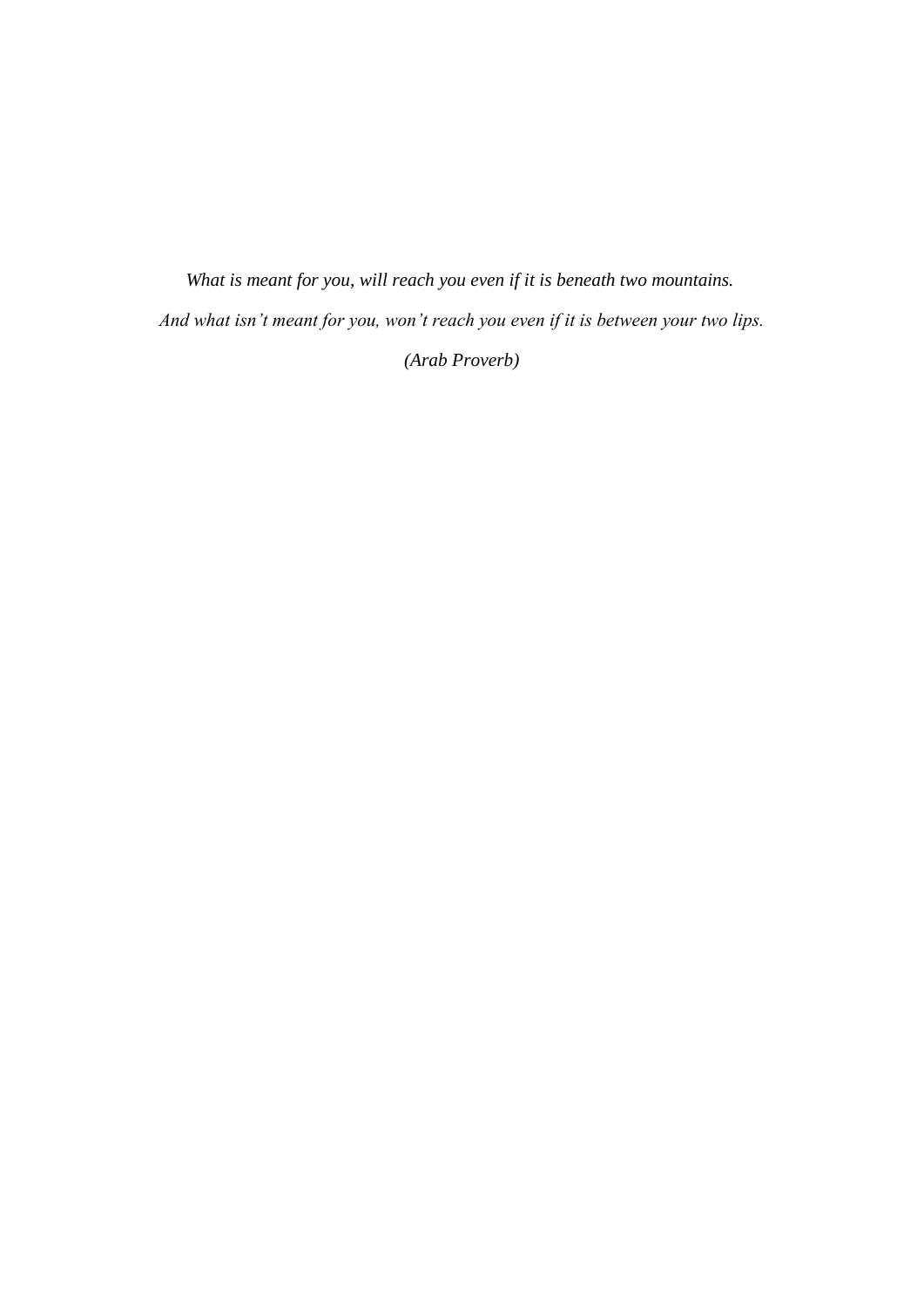*What is meant for you, will reach you even if it is beneath two mountains.*

*And what isn't meant for you, won't reach you even if it is between your two lips.*

*(Arab Proverb)*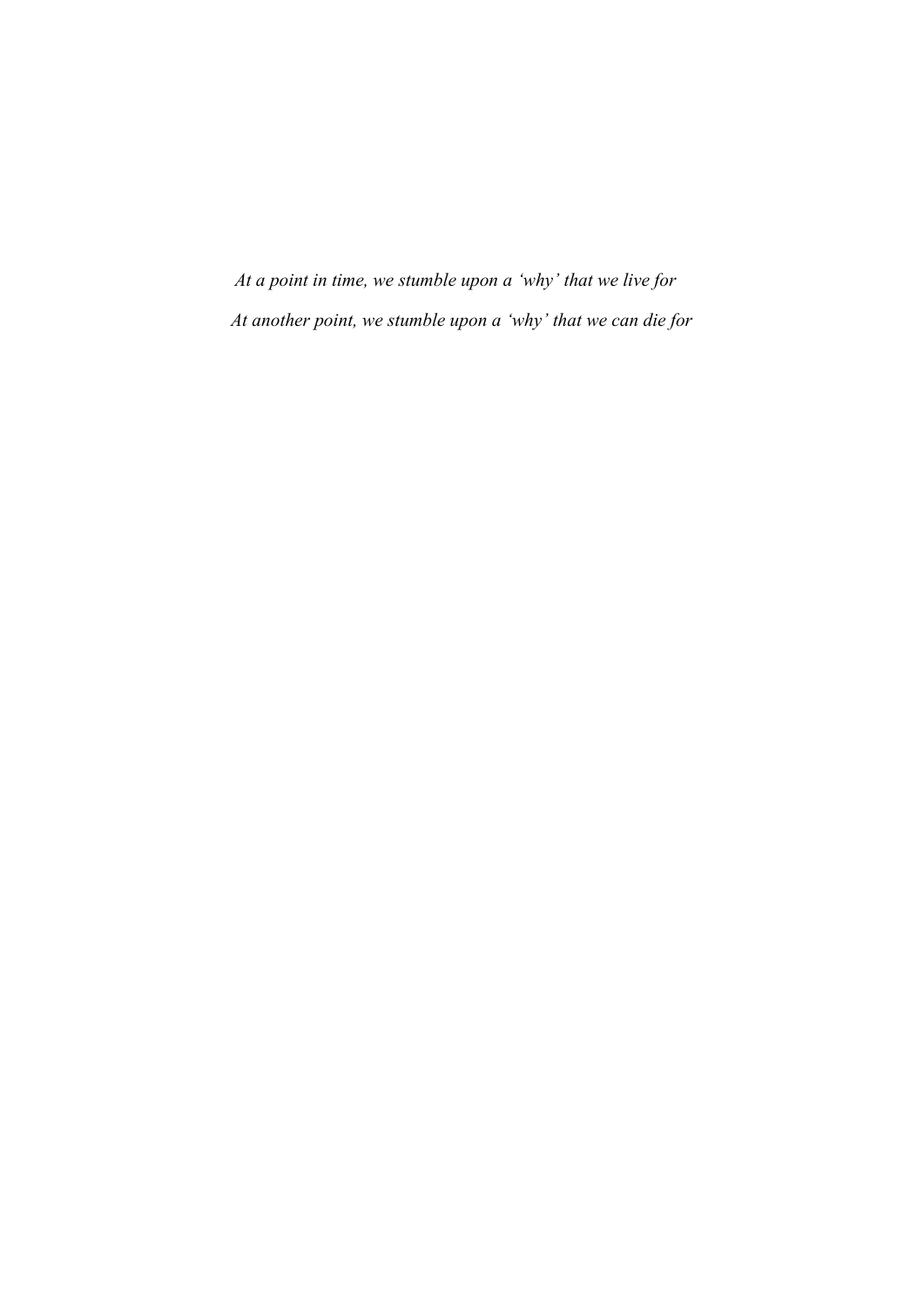*At a point in time, we stumble upon a 'why' that we live for*

*At another point, we stumble upon a 'why' that we can die for*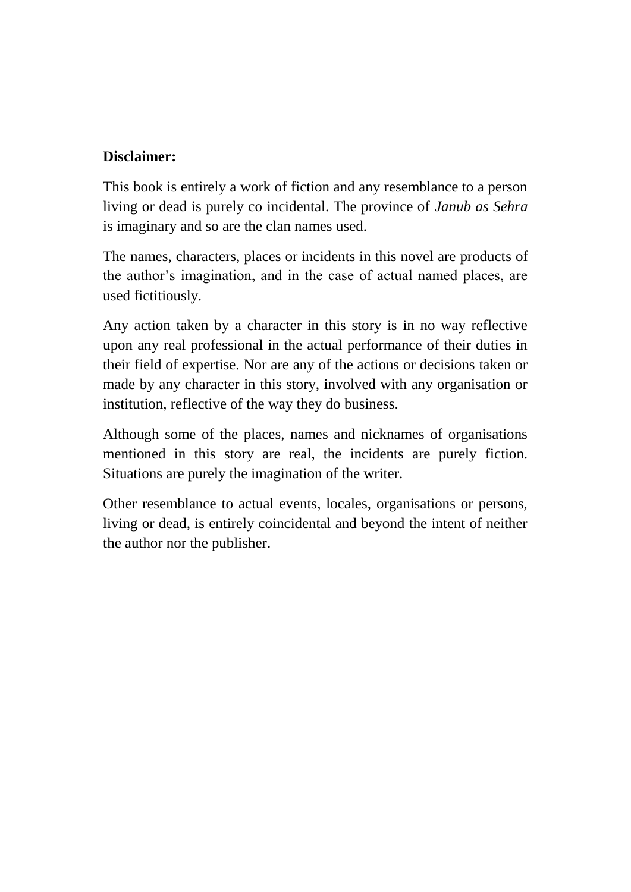**Disclaimer:**

This book is entirely a work of fiction and any resemblance to a person living or dead is purely co incidental. The province of *Janub as Sehra* is imaginary and so are the clan names used.

The names, characters, places or incidents in this novel are products of the author's imagination, and in the case of actual named places, are used fictitiously.

Any action taken by a character in this story is in no way reflective upon any real professional in the actual performance of their duties in their field of expertise. Nor are any of the actions or decisions taken or made by any character in this story, involved with any organisation or institution, reflective of the way they do business.

Although some of the places, names and nicknames of organisations mentioned in this story are real, the incidents are purely fiction. Situations are purely the imagination of the writer.

Other resemblance to actual events, locales, organisations or persons, living or dead, is entirely coincidental and beyond the intent of neither the author nor the publisher.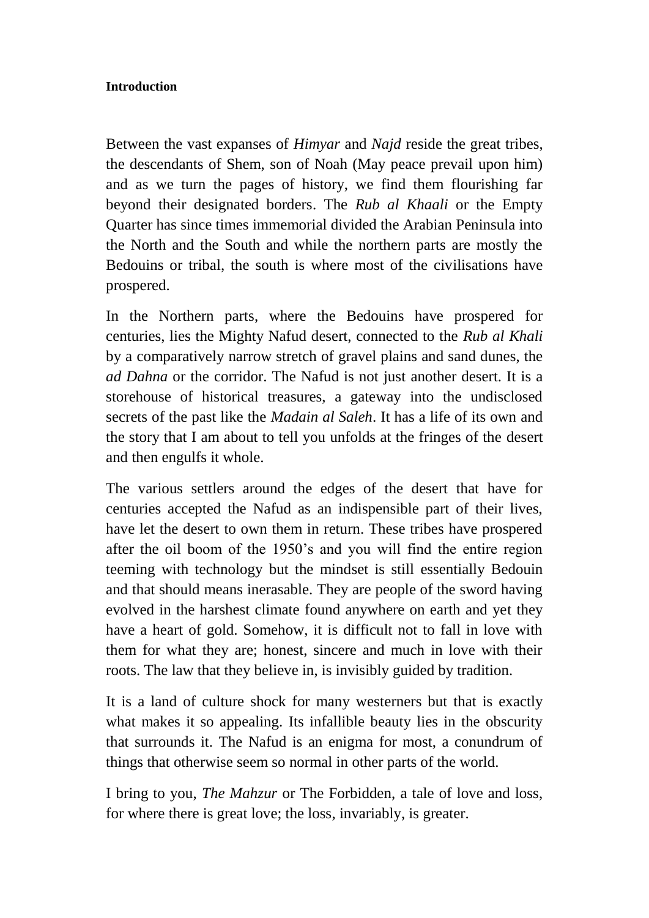**Introduction**

Between the vast expanses of *Himyar* and *Najd* reside the great tribes, the descendants of Shem, son of Noah (May peace prevail upon him) and as we turn the pages of history, we find them flourishing far beyond their designated borders. The *Rub al Khaali* or the Empty Quarter has since times immemorial divided the Arabian Peninsula into the North and the South and while the northern parts are mostly the Bedouins or tribal, the south is where most of the civilisations have prospered.

In the Northern parts, where the Bedouins have prospered for centuries, lies the Mighty Nafud desert, connected to the *Rub al Khali* by a comparatively narrow stretch of gravel plains and sand dunes, the *ad Dahna* or the corridor. The Nafud is not just another desert. It is a storehouse of historical treasures, a gateway into the undisclosed secrets of the past like the *Madain al Saleh*. It has a life of its own and the story that I am about to tell you unfolds at the fringes of the desert and then engulfs it whole.

The various settlers around the edges of the desert that have for centuries accepted the Nafud as an indispensible part of their lives, have let the desert to own them in return. These tribes have prospered after the oil boom of the 1950's and you will find the entire region teeming with technology but the mindset is still essentially Bedouin and that should means inerasable. They are people of the sword having evolved in the harshest climate found anywhere on earth and yet they have a heart of gold. Somehow, it is difficult not to fall in love with them for what they are; honest, sincere and much in love with their roots. The law that they believe in, is invisibly guided by tradition.

It is a land of culture shock for many westerners but that is exactly what makes it so appealing. Its infallible beauty lies in the obscurity that surrounds it. The Nafud is an enigma for most, a conundrum of things that otherwise seem so normal in other parts of the world.

I bring to you, *The Mahzur* or The Forbidden, a tale of love and loss, for where there is great love; the loss, invariably, is greater.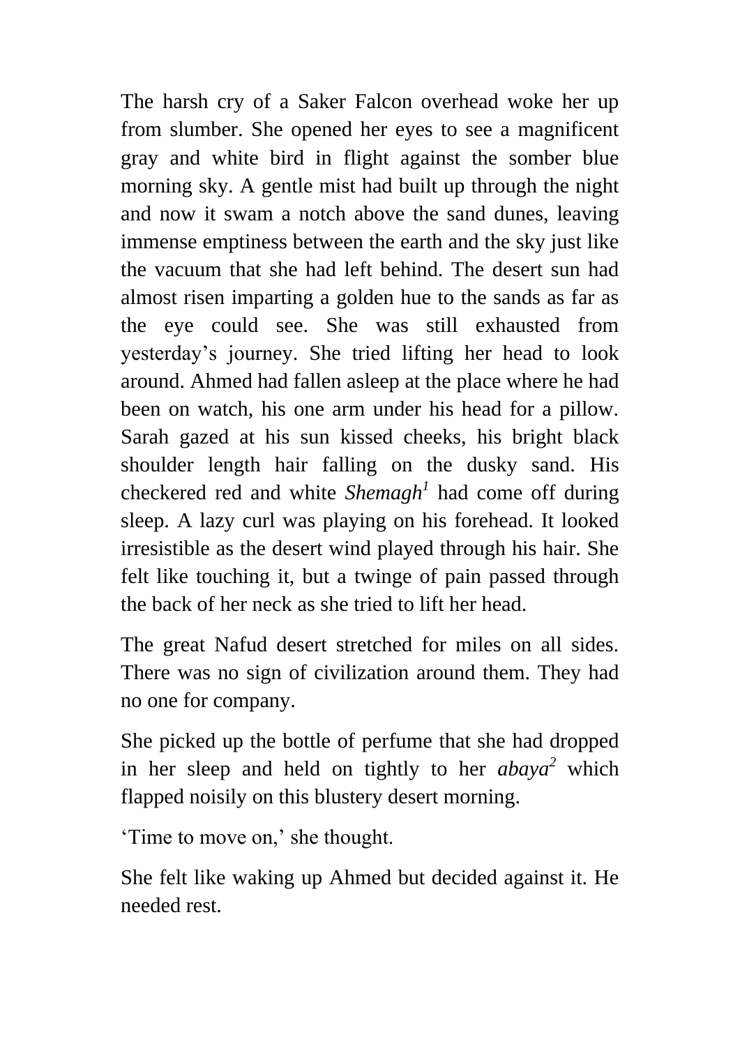The harsh cry of a Saker Falcon overhead woke her up from slumber. She opened her eyes to see a magnificent gray and white bird in flight against the somber blue morning sky. A gentle mist had built up through the night and now it swam a notch above the sand dunes, leaving immense emptiness between the earth and the sky just like the vacuum that she had left behind. The desert sun had almost risen imparting a golden hue to the sands as far as the eye could see. She was still exhausted from yesterday's journey. She tried lifting her head to look around. Ahmed had fallen asleep at the place where he had been on watch, his one arm under his head for a pillow. Sarah gazed at his sun kissed cheeks, his bright black shoulder length hair falling on the dusky sand. His checkered red and white *Shemagh*[1] had come off during sleep. A lazy curl was playing on his forehead. It looked irresistible as the desert wind played through his hair. She felt like touching it, but a twinge of pain passed through the back of her neck as she tried to lift her head.

The great Nafud desert stretched for miles on all sides. There was no sign of civilization around them. They had no one for company.

She picked up the bottle of perfume that she had dropped in her sleep and held on tightly to her *abaya*[2] which flapped noisily on this blustery desert morning.

'Time to move on,' she thought.

She felt like waking up Ahmed but decided against it. He needed rest.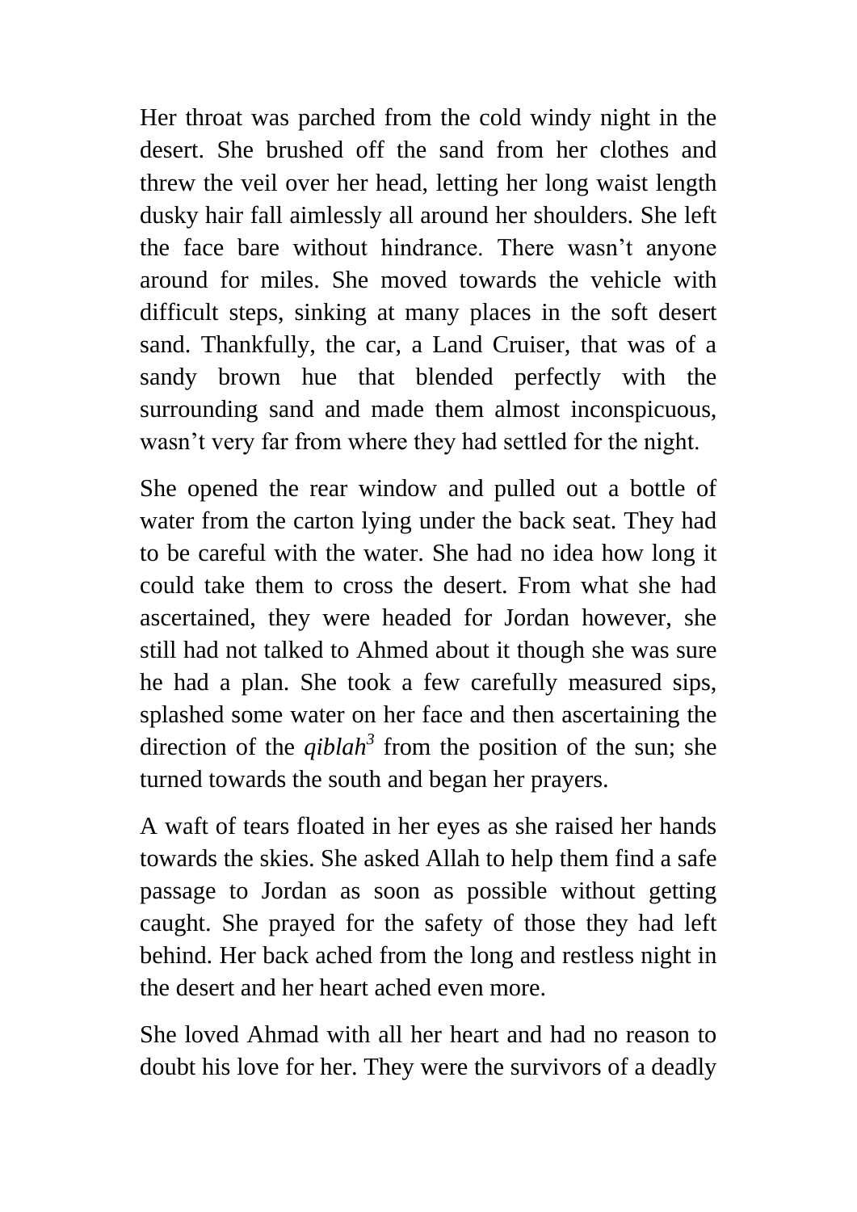Her throat was parched from the cold windy night in the desert. She brushed off the sand from her clothes and threw the veil over her head, letting her long waist length dusky hair fall aimlessly all around her shoulders. She left the face bare without hindrance. There wasn't anyone around for miles. She moved towards the vehicle with difficult steps, sinking at many places in the soft desert sand. Thankfully, the car, a Land Cruiser, that was of a sandy brown hue that blended perfectly with the surrounding sand and made them almost inconspicuous, wasn't very far from where they had settled for the night.

She opened the rear window and pulled out a bottle of water from the carton lying under the back seat. They had to be careful with the water. She had no idea how long it could take them to cross the desert. From what she had ascertained, they were headed for Jordan however, she still had not talked to Ahmed about it though she was sure he had a plan. She took a few carefully measured sips, splashed some water on her face and then ascertaining the direction of the *qiblah*[3] from the position of the sun; she turned towards the south and began her prayers.

A waft of tears floated in her eyes as she raised her hands towards the skies. She asked Allah to help them find a safe passage to Jordan as soon as possible without getting caught. She prayed for the safety of those they had left behind. Her back ached from the long and restless night in the desert and her heart ached even more.

She loved Ahmad with all her heart and had no reason to doubt his love for her. They were the survivors of a deadly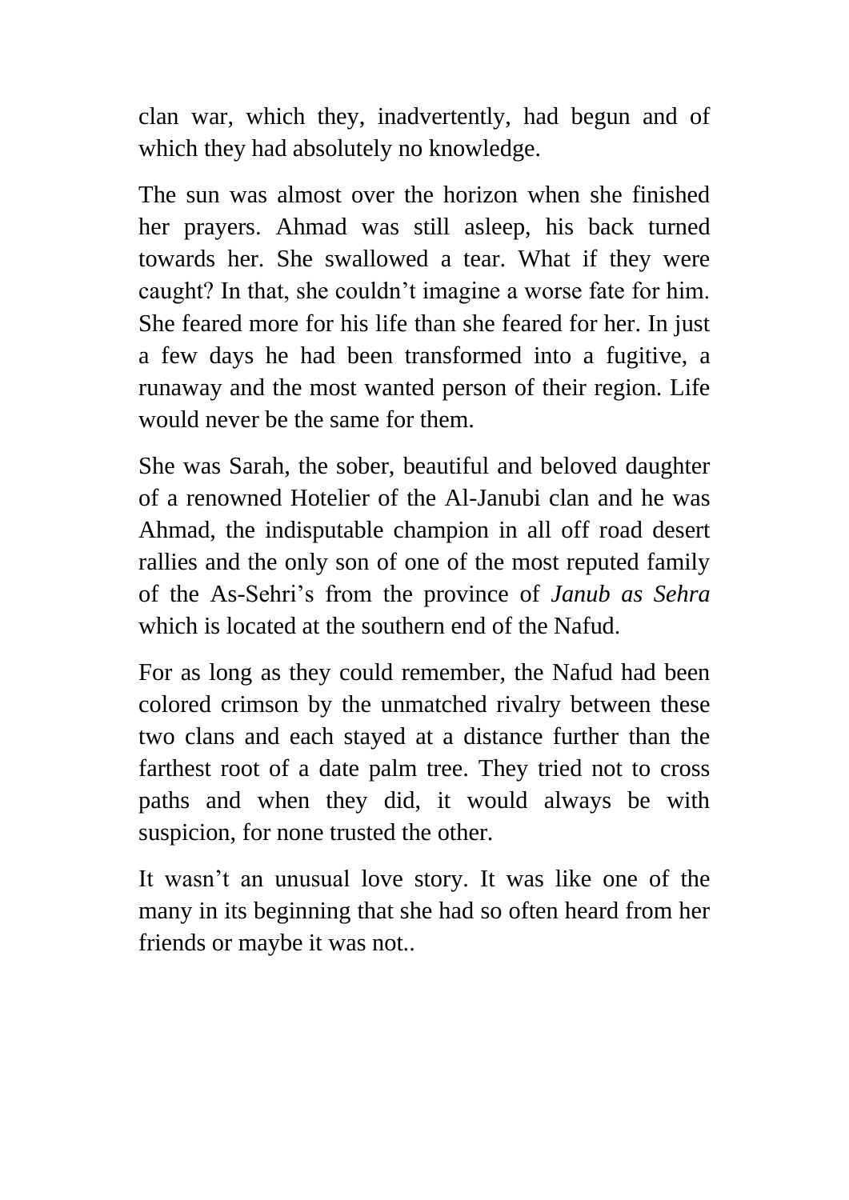clan war, which they, inadvertently, had begun and of which they had absolutely no knowledge.

The sun was almost over the horizon when she finished her prayers. Ahmad was still asleep, his back turned towards her. She swallowed a tear. What if they were caught? In that, she couldn't imagine a worse fate for him. She feared more for his life than she feared for her. In just a few days he had been transformed into a fugitive, a runaway and the most wanted person of their region. Life would never be the same for them.

She was Sarah, the sober, beautiful and beloved daughter of a renowned Hotelier of the Al-Janubi clan and he was Ahmad, the indisputable champion in all off road desert rallies and the only son of one of the most reputed family of the As-Sehri's from the province of *Janub as Sehra* which is located at the southern end of the Nafud.

For as long as they could remember, the Nafud had been colored crimson by the unmatched rivalry between these two clans and each stayed at a distance further than the farthest root of a date palm tree. They tried not to cross paths and when they did, it would always be with suspicion, for none trusted the other.

It wasn't an unusual love story. It was like one of the many in its beginning that she had so often heard from her friends or maybe it was not..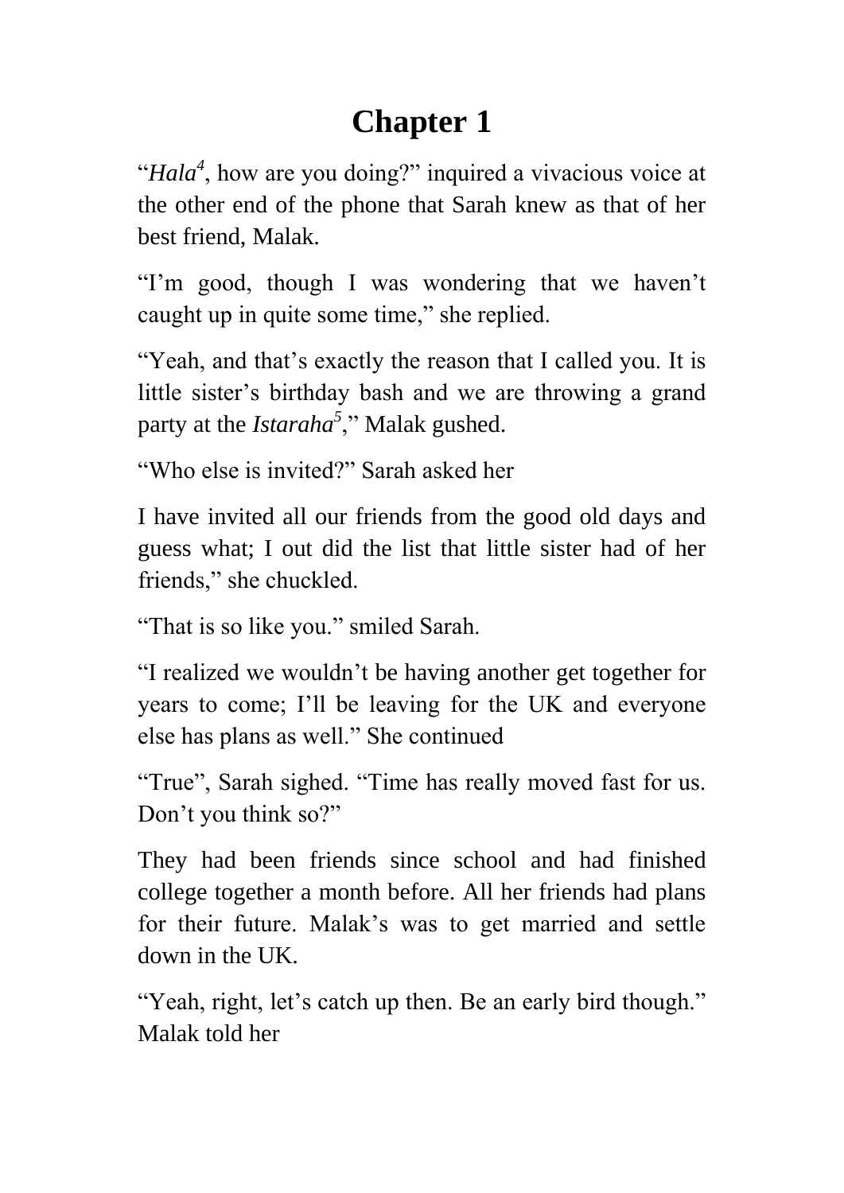# Chapter 1

"*Hala*[4], how are you doing?" inquired a vivacious voice at the other end of the phone that Sarah knew as that of her best friend, Malak.

"I'm good, though I was wondering that we haven't caught up in quite some time," she replied.

"Yeah, and that's exactly the reason that I called you. It is little sister's birthday bash and we are throwing a grand party at the *Istaraha*[5]," Malak gushed.

"Who else is invited?" Sarah asked her

I have invited all our friends from the good old days and guess what; I out did the list that little sister had of her friends," she chuckled.

"That is so like you." smiled Sarah.

"I realized we wouldn't be having another get together for years to come; I'll be leaving for the UK and everyone else has plans as well." She continued

"True", Sarah sighed. "Time has really moved fast for us. Don't you think so?"

They had been friends since school and had finished college together a month before. All her friends had plans for their future. Malak's was to get married and settle down in the UK.

"Yeah, right, let's catch up then. Be an early bird though." Malak told her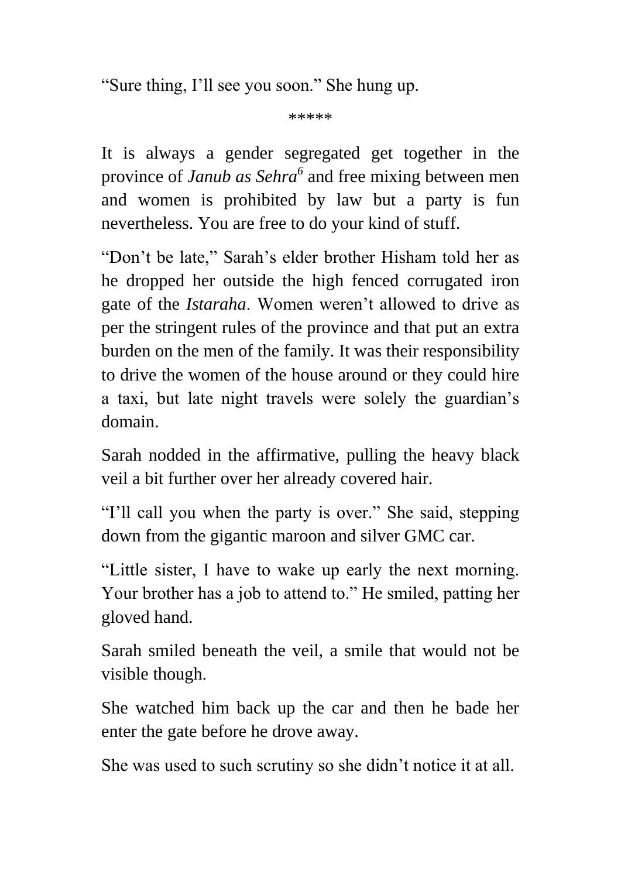"Sure thing, I'll see you soon." She hung up.

*****

It is always a gender segregated get together in the province of *Janub as Sehra*[6] and free mixing between men and women is prohibited by law but a party is fun nevertheless. You are free to do your kind of stuff.

"Don't be late," Sarah's elder brother Hisham told her as he dropped her outside the high fenced corrugated iron gate of the *Istaraha*. Women weren't allowed to drive as per the stringent rules of the province and that put an extra burden on the men of the family. It was their responsibility to drive the women of the house around or they could hire a taxi, but late night travels were solely the guardian's domain.

Sarah nodded in the affirmative, pulling the heavy black veil a bit further over her already covered hair.

"I'll call you when the party is over." She said, stepping down from the gigantic maroon and silver GMC car.

"Little sister, I have to wake up early the next morning. Your brother has a job to attend to." He smiled, patting her gloved hand.

Sarah smiled beneath the veil, a smile that would not be visible though.

She watched him back up the car and then he bade her enter the gate before he drove away.

She was used to such scrutiny so she didn't notice it at all.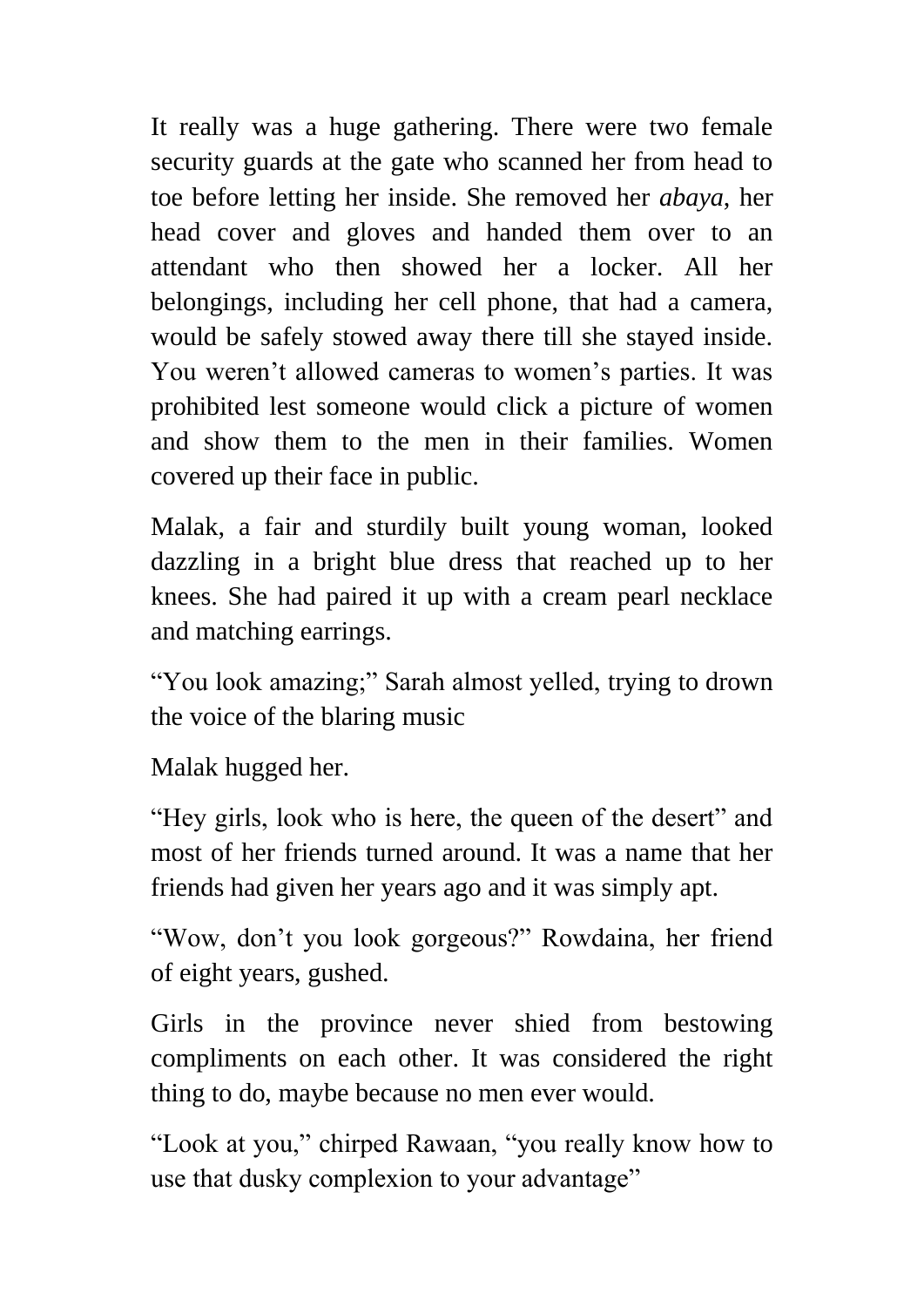It really was a huge gathering. There were two female security guards at the gate who scanned her from head to toe before letting her inside. She removed her *abaya*, her head cover and gloves and handed them over to an attendant who then showed her a locker. All her belongings, including her cell phone, that had a camera, would be safely stowed away there till she stayed inside. You weren't allowed cameras to women's parties. It was prohibited lest someone would click a picture of women and show them to the men in their families. Women covered up their face in public.

Malak, a fair and sturdily built young woman, looked dazzling in a bright blue dress that reached up to her knees. She had paired it up with a cream pearl necklace and matching earrings.

"You look amazing;" Sarah almost yelled, trying to drown the voice of the blaring music

Malak hugged her.

"Hey girls, look who is here, the queen of the desert" and most of her friends turned around. It was a name that her friends had given her years ago and it was simply apt.

"Wow, don't you look gorgeous?" Rowdaina, her friend of eight years, gushed.

Girls in the province never shied from bestowing compliments on each other. It was considered the right thing to do, maybe because no men ever would.

"Look at you," chirped Rawaan, "you really know how to use that dusky complexion to your advantage"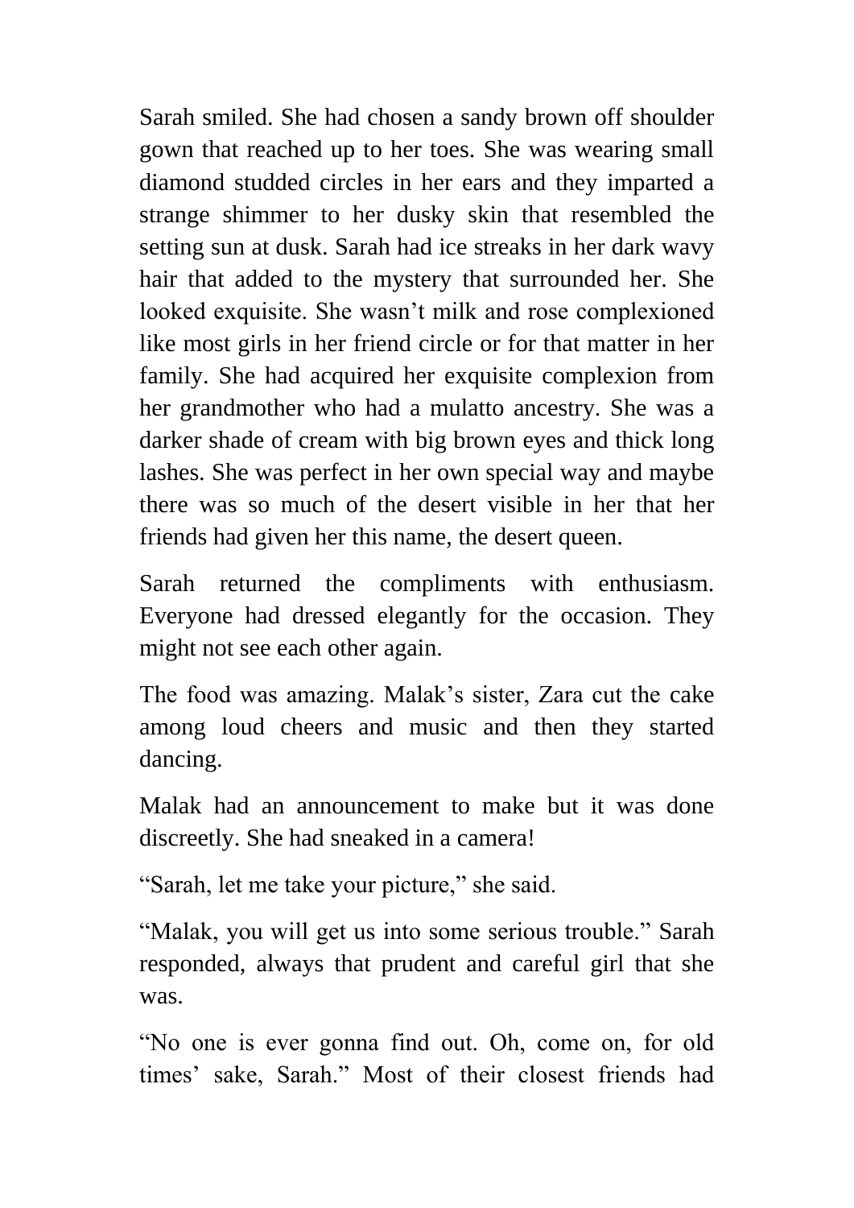Sarah smiled. She had chosen a sandy brown off shoulder gown that reached up to her toes. She was wearing small diamond studded circles in her ears and they imparted a strange shimmer to her dusky skin that resembled the setting sun at dusk. Sarah had ice streaks in her dark wavy hair that added to the mystery that surrounded her. She looked exquisite. She wasn't milk and rose complexioned like most girls in her friend circle or for that matter in her family. She had acquired her exquisite complexion from her grandmother who had a mulatto ancestry. She was a darker shade of cream with big brown eyes and thick long lashes. She was perfect in her own special way and maybe there was so much of the desert visible in her that her friends had given her this name, the desert queen.

Sarah returned the compliments with enthusiasm. Everyone had dressed elegantly for the occasion. They might not see each other again.

The food was amazing. Malak's sister, Zara cut the cake among loud cheers and music and then they started dancing.

Malak had an announcement to make but it was done discreetly. She had sneaked in a camera!

"Sarah, let me take your picture," she said.

"Malak, you will get us into some serious trouble." Sarah responded, always that prudent and careful girl that she was.

"No one is ever gonna find out. Oh, come on, for old times' sake, Sarah." Most of their closest friends had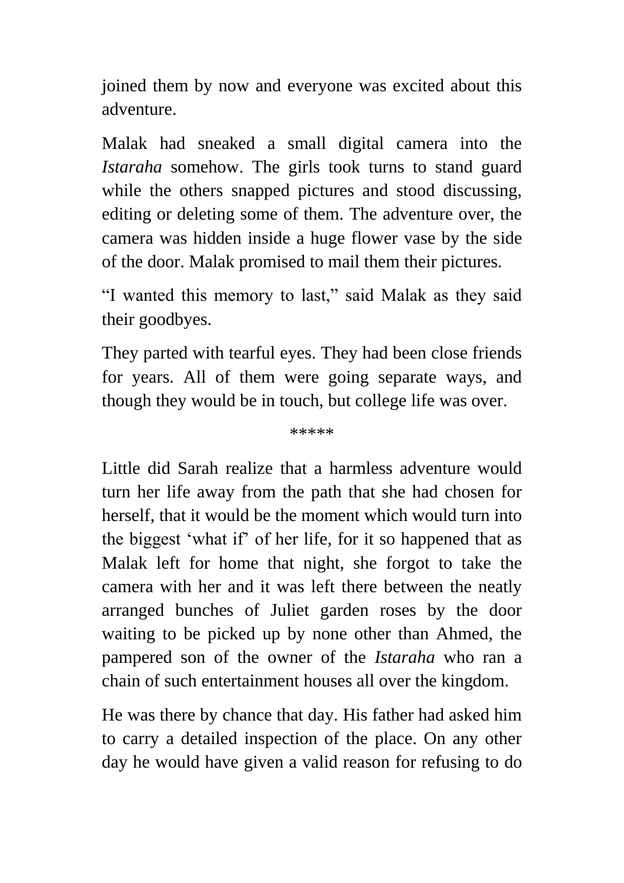joined them by now and everyone was excited about this adventure.

Malak had sneaked a small digital camera into the *Istaraha* somehow. The girls took turns to stand guard while the others snapped pictures and stood discussing, editing or deleting some of them. The adventure over, the camera was hidden inside a huge flower vase by the side of the door. Malak promised to mail them their pictures.

"I wanted this memory to last," said Malak as they said their goodbyes.

They parted with tearful eyes. They had been close friends for years. All of them were going separate ways, and though they would be in touch, but college life was over.

*****

Little did Sarah realize that a harmless adventure would turn her life away from the path that she had chosen for herself, that it would be the moment which would turn into the biggest 'what if' of her life, for it so happened that as Malak left for home that night, she forgot to take the camera with her and it was left there between the neatly arranged bunches of Juliet garden roses by the door waiting to be picked up by none other than Ahmed, the pampered son of the owner of the *Istaraha* who ran a chain of such entertainment houses all over the kingdom.

He was there by chance that day. His father had asked him to carry a detailed inspection of the place. On any other day he would have given a valid reason for refusing to do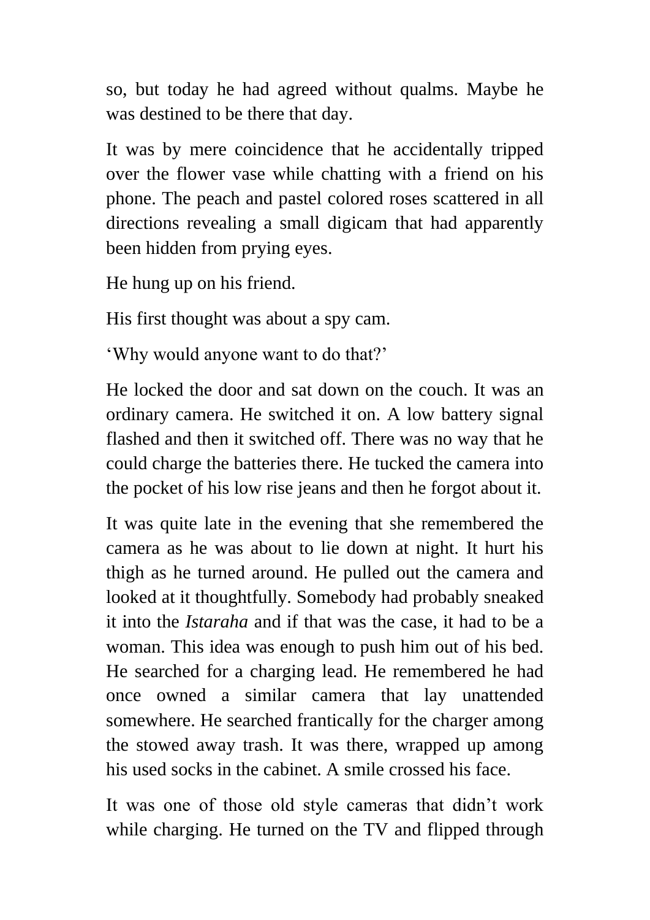so, but today he had agreed without qualms. Maybe he was destined to be there that day.

It was by mere coincidence that he accidentally tripped over the flower vase while chatting with a friend on his phone. The peach and pastel colored roses scattered in all directions revealing a small digicam that had apparently been hidden from prying eyes.

He hung up on his friend.

His first thought was about a spy cam.

‘Why would anyone want to do that?’

He locked the door and sat down on the couch. It was an ordinary camera. He switched it on. A low battery signal flashed and then it switched off. There was no way that he could charge the batteries there. He tucked the camera into the pocket of his low rise jeans and then he forgot about it.

It was quite late in the evening that she remembered the camera as he was about to lie down at night. It hurt his thigh as he turned around. He pulled out the camera and looked at it thoughtfully. Somebody had probably sneaked it into the *Istaraha* and if that was the case, it had to be a woman. This idea was enough to push him out of his bed. He searched for a charging lead. He remembered he had once owned a similar camera that lay unattended somewhere. He searched frantically for the charger among the stowed away trash. It was there, wrapped up among his used socks in the cabinet. A smile crossed his face.

It was one of those old style cameras that didn’t work while charging. He turned on the TV and flipped through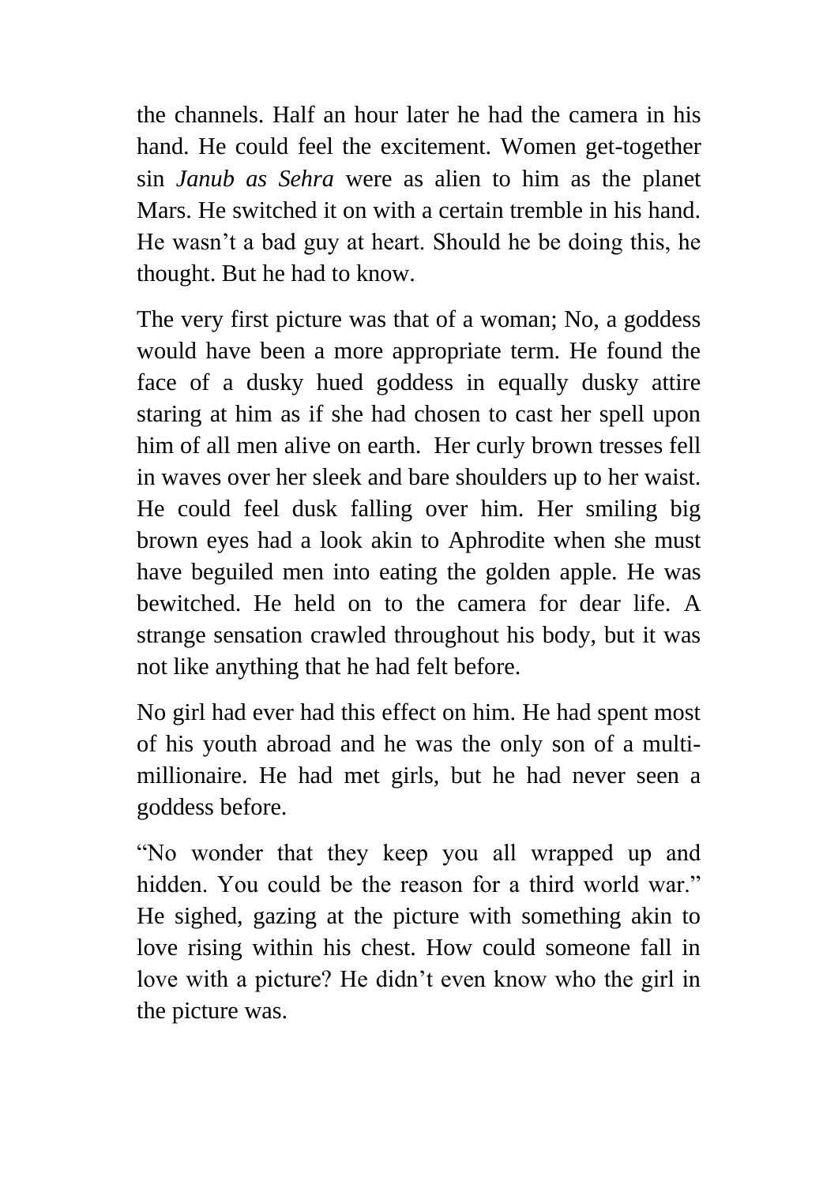the channels. Half an hour later he had the camera in his hand. He could feel the excitement. Women get-together sin *Janub as Sehra* were as alien to him as the planet Mars. He switched it on with a certain tremble in his hand. He wasn't a bad guy at heart. Should he be doing this, he thought. But he had to know.

The very first picture was that of a woman; No, a goddess would have been a more appropriate term. He found the face of a dusky hued goddess in equally dusky attire staring at him as if she had chosen to cast her spell upon him of all men alive on earth. Her curly brown tresses fell in waves over her sleek and bare shoulders up to her waist. He could feel dusk falling over him. Her smiling big brown eyes had a look akin to Aphrodite when she must have beguiled men into eating the golden apple. He was bewitched. He held on to the camera for dear life. A strange sensation crawled throughout his body, but it was not like anything that he had felt before.

No girl had ever had this effect on him. He had spent most of his youth abroad and he was the only son of a multi-millionaire. He had met girls, but he had never seen a goddess before.

"No wonder that they keep you all wrapped up and hidden. You could be the reason for a third world war." He sighed, gazing at the picture with something akin to love rising within his chest. How could someone fall in love with a picture? He didn't even know who the girl in the picture was.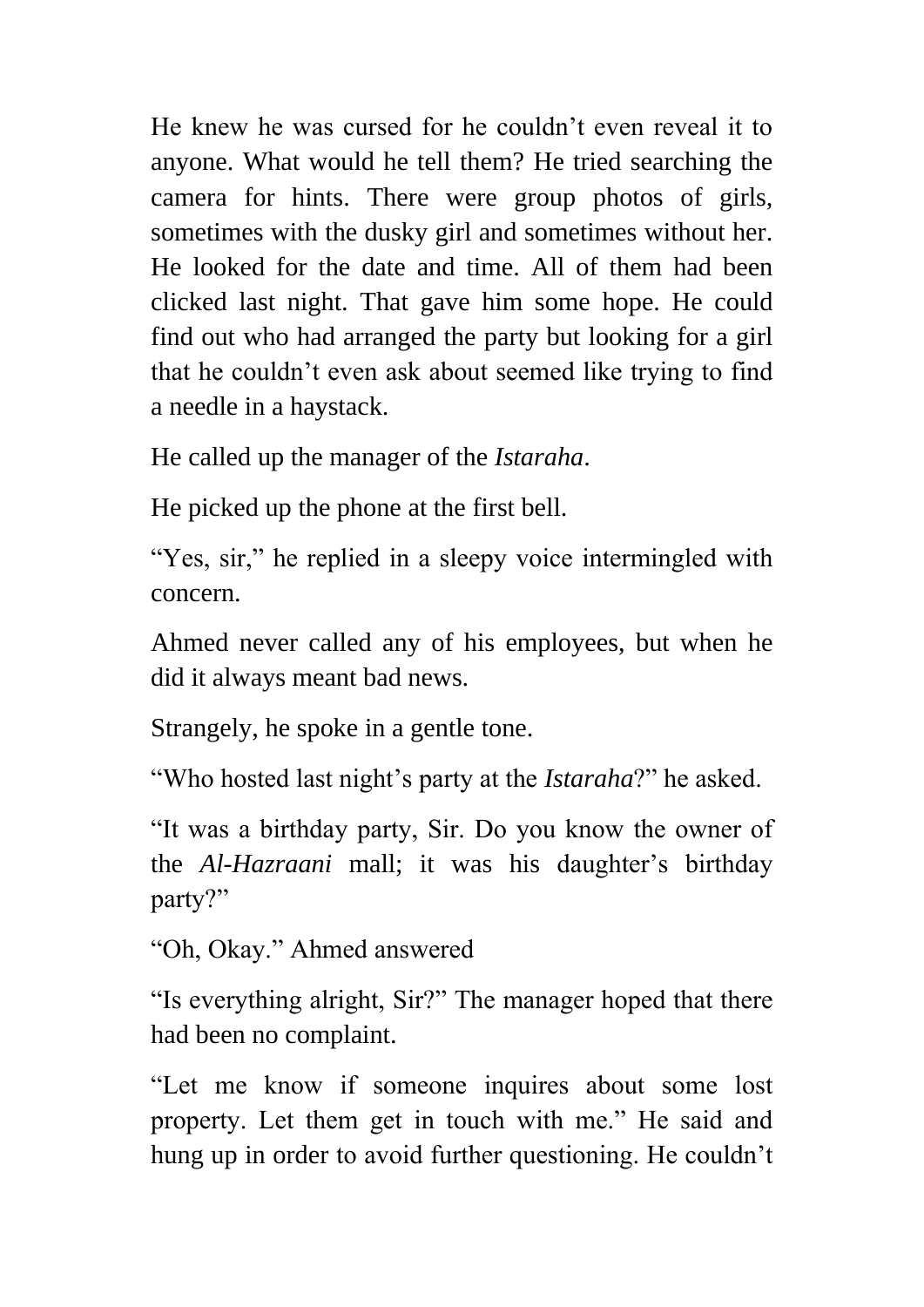He knew he was cursed for he couldn't even reveal it to anyone. What would he tell them? He tried searching the camera for hints. There were group photos of girls, sometimes with the dusky girl and sometimes without her. He looked for the date and time. All of them had been clicked last night. That gave him some hope. He could find out who had arranged the party but looking for a girl that he couldn't even ask about seemed like trying to find a needle in a haystack.

He called up the manager of the *Istaraha*.

He picked up the phone at the first bell.

"Yes, sir," he replied in a sleepy voice intermingled with concern.

Ahmed never called any of his employees, but when he did it always meant bad news.

Strangely, he spoke in a gentle tone.

"Who hosted last night's party at the *Istaraha*?" he asked.

"It was a birthday party, Sir. Do you know the owner of the *Al-Hazraani* mall; it was his daughter's birthday party?"

"Oh, Okay." Ahmed answered

"Is everything alright, Sir?" The manager hoped that there had been no complaint.

"Let me know if someone inquires about some lost property. Let them get in touch with me." He said and hung up in order to avoid further questioning. He couldn't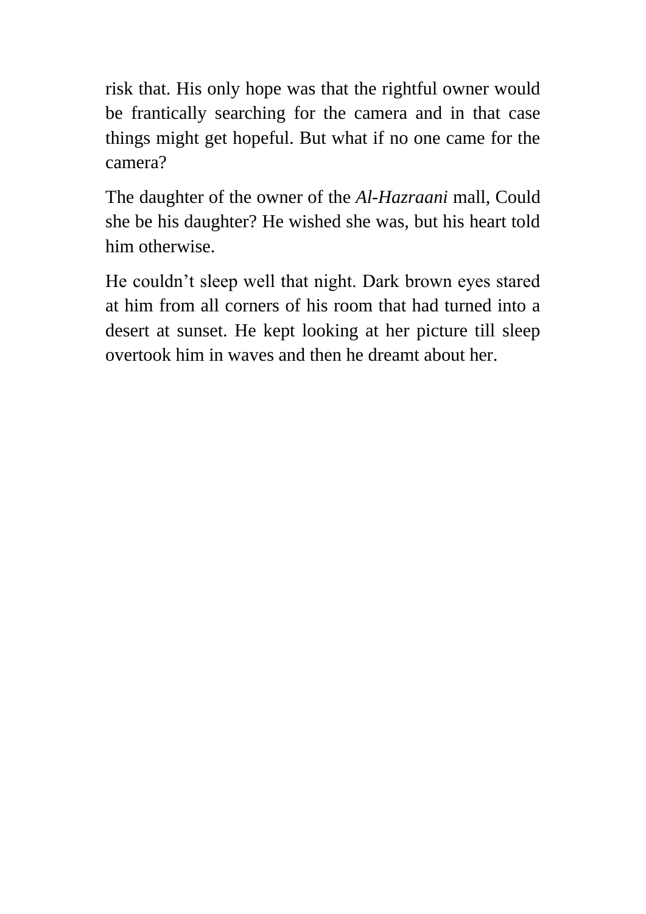risk that. His only hope was that the rightful owner would be frantically searching for the camera and in that case things might get hopeful. But what if no one came for the camera?

The daughter of the owner of the *Al-Hazraani* mall, Could she be his daughter? He wished she was, but his heart told him otherwise.

He couldn't sleep well that night. Dark brown eyes stared at him from all corners of his room that had turned into a desert at sunset. He kept looking at her picture till sleep overtook him in waves and then he dreamt about her.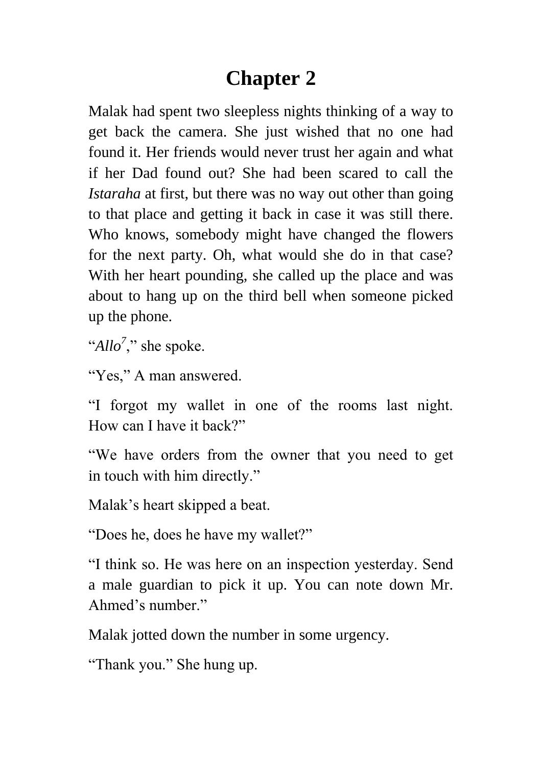# Chapter 2

Malak had spent two sleepless nights thinking of a way to get back the camera. She just wished that no one had found it. Her friends would never trust her again and what if her Dad found out? She had been scared to call the *Istaraha* at first, but there was no way out other than going to that place and getting it back in case it was still there. Who knows, somebody might have changed the flowers for the next party. Oh, what would she do in that case? With her heart pounding, she called up the place and was about to hang up on the third bell when someone picked up the phone.

"*Allo*[7]," she spoke.

"Yes," A man answered.

"I forgot my wallet in one of the rooms last night. How can I have it back?"

"We have orders from the owner that you need to get in touch with him directly."

Malak's heart skipped a beat.

"Does he, does he have my wallet?"

"I think so. He was here on an inspection yesterday. Send a male guardian to pick it up. You can note down Mr. Ahmed's number."

Malak jotted down the number in some urgency.

"Thank you." She hung up.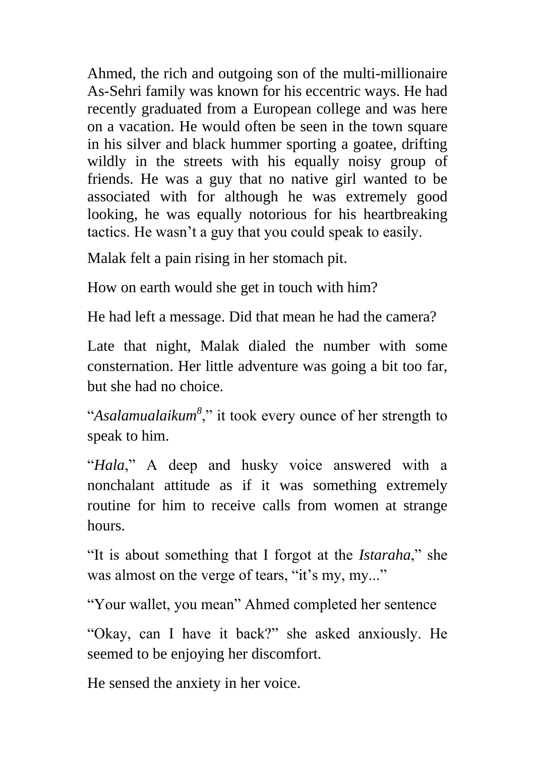Ahmed, the rich and outgoing son of the multi-millionaire As-Sehri family was known for his eccentric ways. He had recently graduated from a European college and was here on a vacation. He would often be seen in the town square in his silver and black hummer sporting a goatee, drifting wildly in the streets with his equally noisy group of friends. He was a guy that no native girl wanted to be associated with for although he was extremely good looking, he was equally notorious for his heartbreaking tactics. He wasn't a guy that you could speak to easily.

Malak felt a pain rising in her stomach pit.

How on earth would she get in touch with him?

He had left a message. Did that mean he had the camera?

Late that night, Malak dialed the number with some consternation. Her little adventure was going a bit too far, but she had no choice.

"*Asalamualaikum*[8]," it took every ounce of her strength to speak to him.

"*Hala*," A deep and husky voice answered with a nonchalant attitude as if it was something extremely routine for him to receive calls from women at strange hours.

"It is about something that I forgot at the *Istaraha*," she was almost on the verge of tears, "it's my, my..."

"Your wallet, you mean" Ahmed completed her sentence

"Okay, can I have it back?" she asked anxiously. He seemed to be enjoying her discomfort.

He sensed the anxiety in her voice.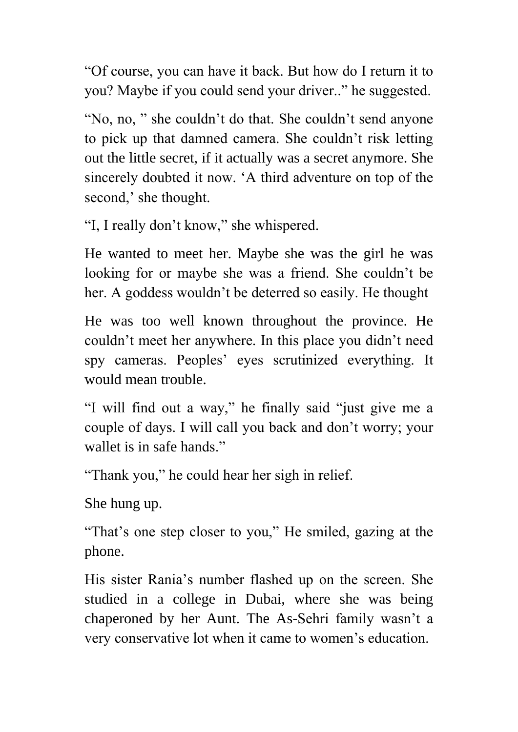“Of course, you can have it back. But how do I return it to you? Maybe if you could send your driver..” he suggested.

“No, no, ” she couldn’t do that. She couldn’t send anyone to pick up that damned camera. She couldn’t risk letting out the little secret, if it actually was a secret anymore. She sincerely doubted it now. ‘A third adventure on top of the second,’ she thought.

“I, I really don’t know,” she whispered.

He wanted to meet her. Maybe she was the girl he was looking for or maybe she was a friend. She couldn’t be her. A goddess wouldn’t be deterred so easily. He thought

He was too well known throughout the province. He couldn’t meet her anywhere. In this place you didn’t need spy cameras. Peoples’ eyes scrutinized everything. It would mean trouble.

“I will find out a way,” he finally said “just give me a couple of days. I will call you back and don’t worry; your wallet is in safe hands.”

“Thank you,” he could hear her sigh in relief.

She hung up.

“That’s one step closer to you,” He smiled, gazing at the phone.

His sister Rania’s number flashed up on the screen. She studied in a college in Dubai, where she was being chaperoned by her Aunt. The As-Sehri family wasn’t a very conservative lot when it came to women’s education.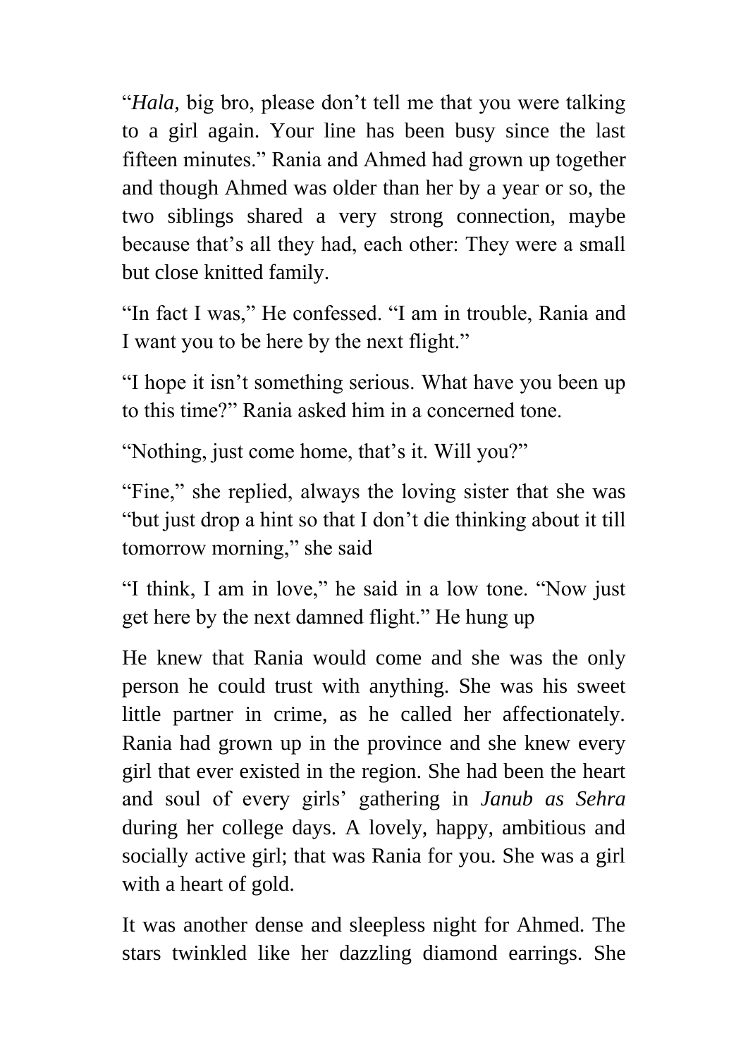"*Hala,* big bro, please don't tell me that you were talking to a girl again. Your line has been busy since the last fifteen minutes." Rania and Ahmed had grown up together and though Ahmed was older than her by a year or so, the two siblings shared a very strong connection, maybe because that's all they had, each other: They were a small but close knitted family.

"In fact I was," He confessed. "I am in trouble, Rania and I want you to be here by the next flight."

"I hope it isn't something serious. What have you been up to this time?" Rania asked him in a concerned tone.

"Nothing, just come home, that's it. Will you?"

"Fine," she replied, always the loving sister that she was "but just drop a hint so that I don't die thinking about it till tomorrow morning," she said

"I think, I am in love," he said in a low tone. "Now just get here by the next damned flight." He hung up

He knew that Rania would come and she was the only person he could trust with anything. She was his sweet little partner in crime, as he called her affectionately. Rania had grown up in the province and she knew every girl that ever existed in the region. She had been the heart and soul of every girls' gathering in *Janub as Sehra* during her college days. A lovely, happy, ambitious and socially active girl; that was Rania for you. She was a girl with a heart of gold.

It was another dense and sleepless night for Ahmed. The stars twinkled like her dazzling diamond earrings. She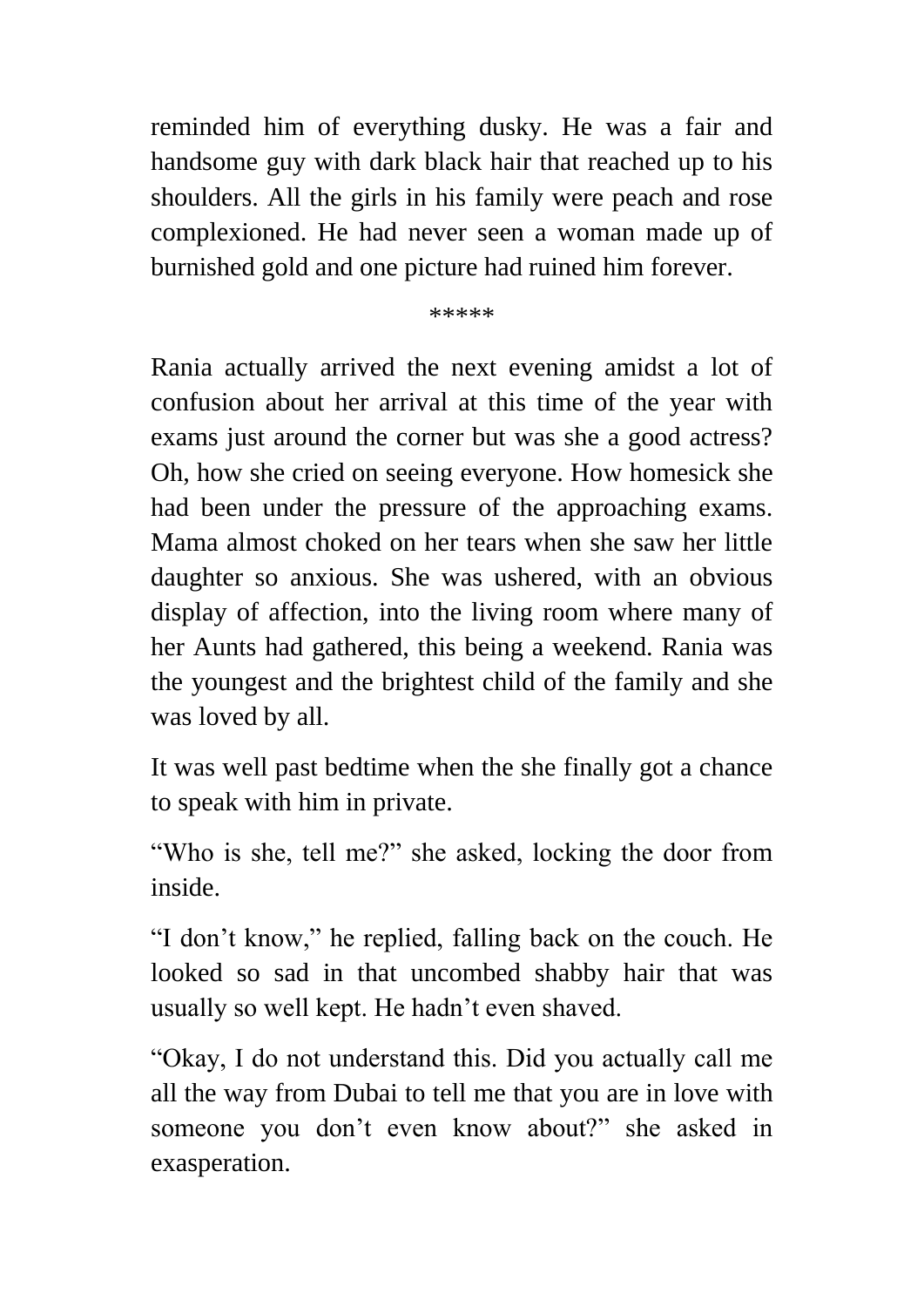reminded him of everything dusky. He was a fair and handsome guy with dark black hair that reached up to his shoulders. All the girls in his family were peach and rose complexioned. He had never seen a woman made up of burnished gold and one picture had ruined him forever.

*****

Rania actually arrived the next evening amidst a lot of confusion about her arrival at this time of the year with exams just around the corner but was she a good actress? Oh, how she cried on seeing everyone. How homesick she had been under the pressure of the approaching exams. Mama almost choked on her tears when she saw her little daughter so anxious. She was ushered, with an obvious display of affection, into the living room where many of her Aunts had gathered, this being a weekend. Rania was the youngest and the brightest child of the family and she was loved by all.

It was well past bedtime when the she finally got a chance to speak with him in private.

"Who is she, tell me?" she asked, locking the door from inside.

"I don't know," he replied, falling back on the couch. He looked so sad in that uncombed shabby hair that was usually so well kept. He hadn't even shaved.

"Okay, I do not understand this. Did you actually call me all the way from Dubai to tell me that you are in love with someone you don't even know about?" she asked in exasperation.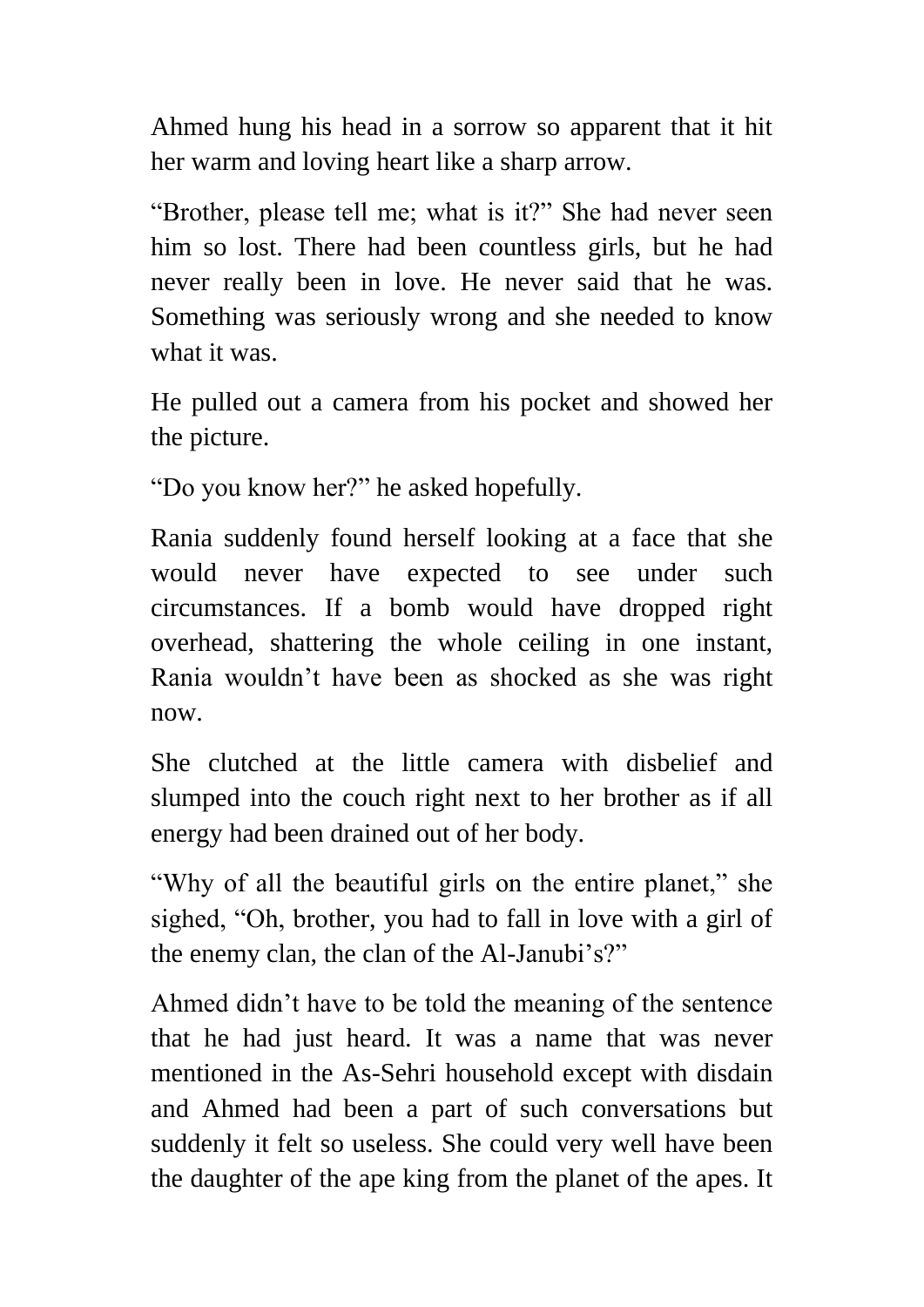Ahmed hung his head in a sorrow so apparent that it hit her warm and loving heart like a sharp arrow.

“Brother, please tell me; what is it?” She had never seen him so lost. There had been countless girls, but he had never really been in love. He never said that he was. Something was seriously wrong and she needed to know what it was.

He pulled out a camera from his pocket and showed her the picture.

“Do you know her?” he asked hopefully.

Rania suddenly found herself looking at a face that she would never have expected to see under such circumstances. If a bomb would have dropped right overhead, shattering the whole ceiling in one instant, Rania wouldn’t have been as shocked as she was right now.

She clutched at the little camera with disbelief and slumped into the couch right next to her brother as if all energy had been drained out of her body.

“Why of all the beautiful girls on the entire planet,” she sighed, “Oh, brother, you had to fall in love with a girl of the enemy clan, the clan of the Al-Janubi’s?”

Ahmed didn’t have to be told the meaning of the sentence that he had just heard. It was a name that was never mentioned in the As-Sehri household except with disdain and Ahmed had been a part of such conversations but suddenly it felt so useless. She could very well have been the daughter of the ape king from the planet of the apes. It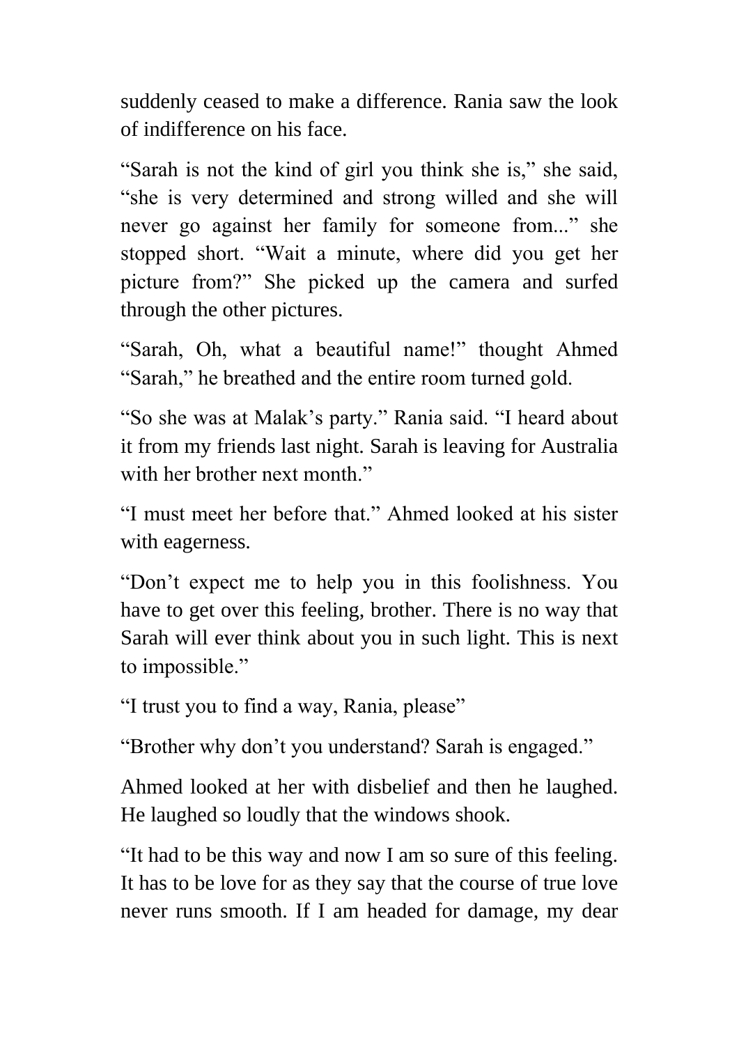suddenly ceased to make a difference. Rania saw the look of indifference on his face.

"Sarah is not the kind of girl you think she is," she said, "she is very determined and strong willed and she will never go against her family for someone from..." she stopped short. "Wait a minute, where did you get her picture from?" She picked up the camera and surfed through the other pictures.

"Sarah, Oh, what a beautiful name!" thought Ahmed "Sarah," he breathed and the entire room turned gold.

"So she was at Malak's party." Rania said. "I heard about it from my friends last night. Sarah is leaving for Australia with her brother next month."

"I must meet her before that." Ahmed looked at his sister with eagerness.

"Don't expect me to help you in this foolishness. You have to get over this feeling, brother. There is no way that Sarah will ever think about you in such light. This is next to impossible."

"I trust you to find a way, Rania, please"

"Brother why don't you understand? Sarah is engaged."

Ahmed looked at her with disbelief and then he laughed. He laughed so loudly that the windows shook.

"It had to be this way and now I am so sure of this feeling. It has to be love for as they say that the course of true love never runs smooth. If I am headed for damage, my dear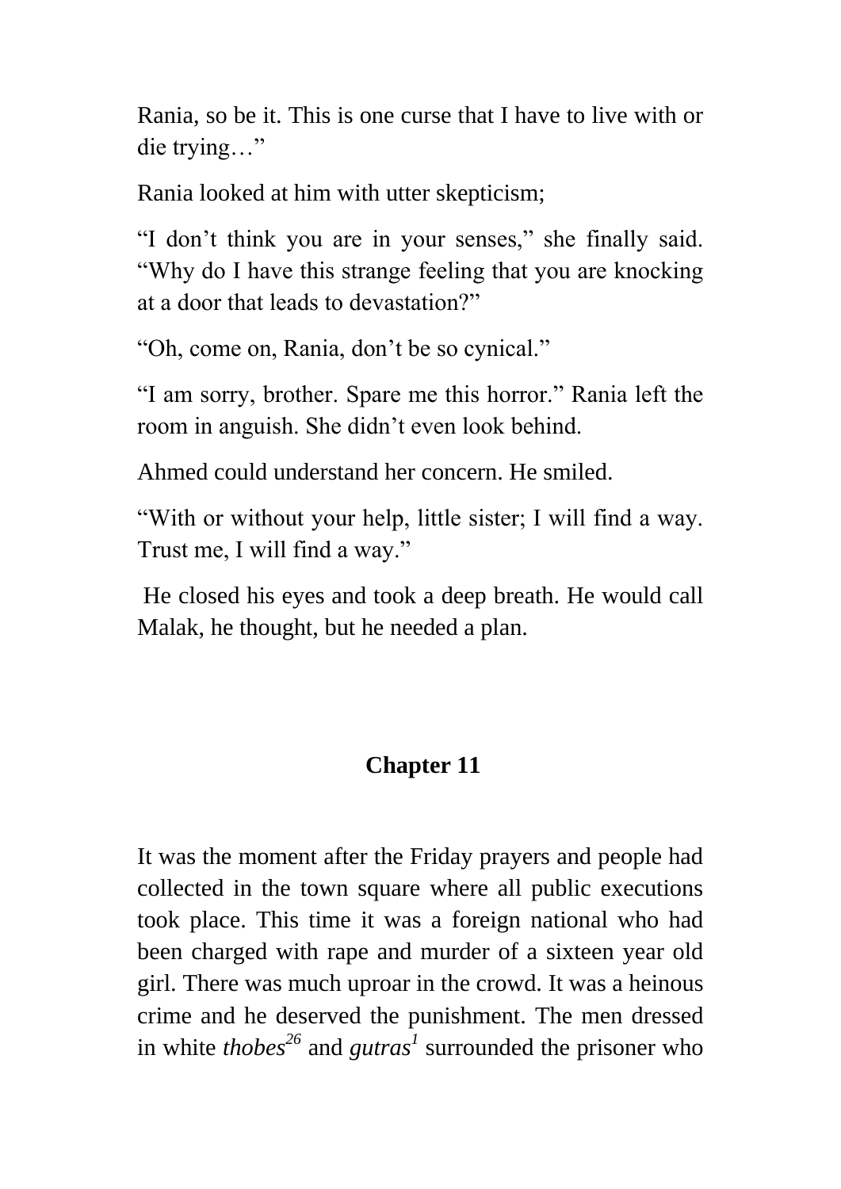Rania, so be it. This is one curse that I have to live with or die trying…"

Rania looked at him with utter skepticism;

"I don't think you are in your senses," she finally said. "Why do I have this strange feeling that you are knocking at a door that leads to devastation?"

"Oh, come on, Rania, don't be so cynical."

"I am sorry, brother. Spare me this horror." Rania left the room in anguish. She didn't even look behind.

Ahmed could understand her concern. He smiled.

"With or without your help, little sister; I will find a way. Trust me, I will find a way."

He closed his eyes and took a deep breath. He would call Malak, he thought, but he needed a plan.

## Chapter 11

It was the moment after the Friday prayers and people had collected in the town square where all public executions took place. This time it was a foreign national who had been charged with rape and murder of a sixteen year old girl. There was much uproar in the crowd. It was a heinous crime and he deserved the punishment. The men dressed in white *thobes*[26] and *gutras*[1] surrounded the prisoner who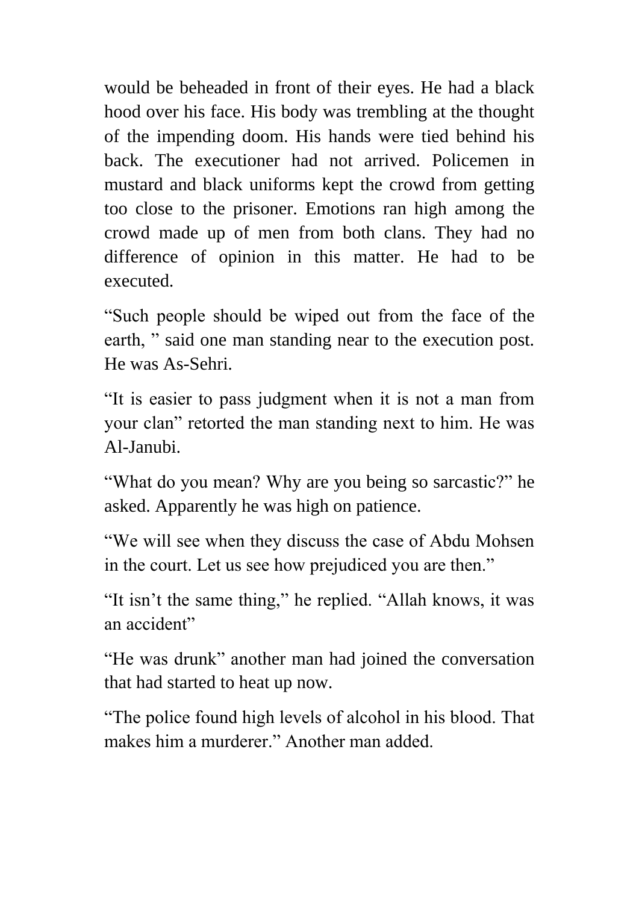would be beheaded in front of their eyes. He had a black hood over his face. His body was trembling at the thought of the impending doom. His hands were tied behind his back. The executioner had not arrived. Policemen in mustard and black uniforms kept the crowd from getting too close to the prisoner. Emotions ran high among the crowd made up of men from both clans. They had no difference of opinion in this matter. He had to be executed.

"Such people should be wiped out from the face of the earth, " said one man standing near to the execution post. He was As-Sehri.

"It is easier to pass judgment when it is not a man from your clan" retorted the man standing next to him. He was Al-Janubi.

"What do you mean? Why are you being so sarcastic?" he asked. Apparently he was high on patience.

"We will see when they discuss the case of Abdu Mohsen in the court. Let us see how prejudiced you are then."

"It isn't the same thing," he replied. "Allah knows, it was an accident"

"He was drunk" another man had joined the conversation that had started to heat up now.

"The police found high levels of alcohol in his blood. That makes him a murderer." Another man added.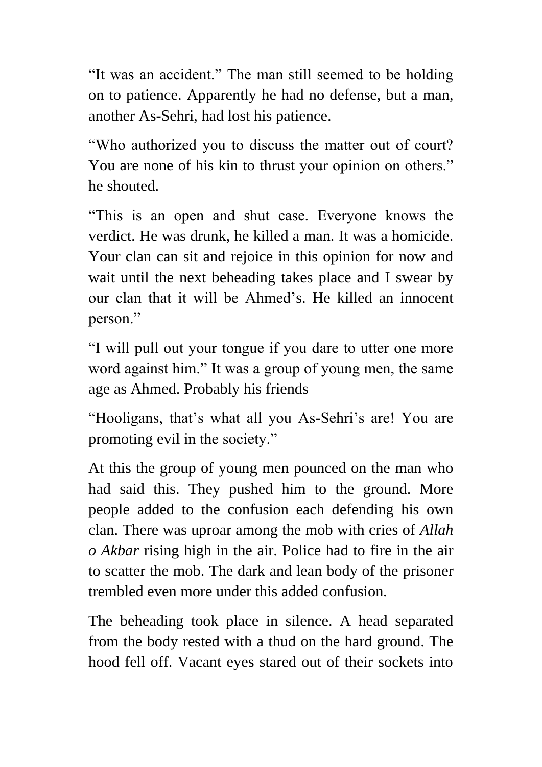“It was an accident.” The man still seemed to be holding on to patience. Apparently he had no defense, but a man, another As-Sehri, had lost his patience.

“Who authorized you to discuss the matter out of court? You are none of his kin to thrust your opinion on others.” he shouted.

“This is an open and shut case. Everyone knows the verdict. He was drunk, he killed a man. It was a homicide. Your clan can sit and rejoice in this opinion for now and wait until the next beheading takes place and I swear by our clan that it will be Ahmed’s. He killed an innocent person.”

“I will pull out your tongue if you dare to utter one more word against him.” It was a group of young men, the same age as Ahmed. Probably his friends

“Hooligans, that’s what all you As-Sehri’s are! You are promoting evil in the society.”

At this the group of young men pounced on the man who had said this. They pushed him to the ground. More people added to the confusion each defending his own clan. There was uproar among the mob with cries of *Allah o Akbar* rising high in the air. Police had to fire in the air to scatter the mob. The dark and lean body of the prisoner trembled even more under this added confusion.

The beheading took place in silence. A head separated from the body rested with a thud on the hard ground. The hood fell off. Vacant eyes stared out of their sockets into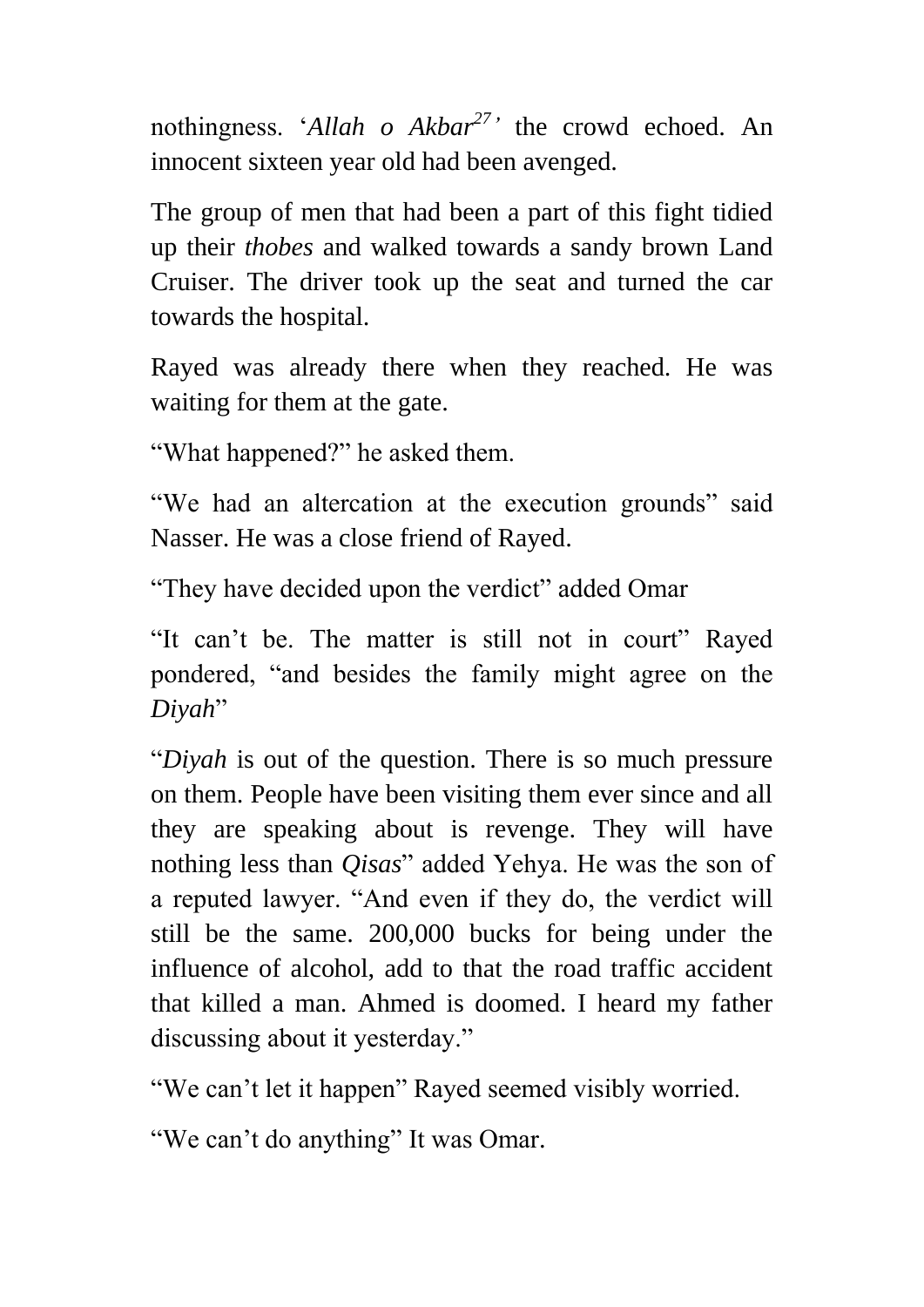nothingness. '*Allah o Akbar*[27]' the crowd echoed. An innocent sixteen year old had been avenged.

The group of men that had been a part of this fight tidied up their *thobes* and walked towards a sandy brown Land Cruiser. The driver took up the seat and turned the car towards the hospital.

Rayed was already there when they reached. He was waiting for them at the gate.

"What happened?" he asked them.

"We had an altercation at the execution grounds" said Nasser. He was a close friend of Rayed.

"They have decided upon the verdict" added Omar

"It can't be. The matter is still not in court" Rayed pondered, "and besides the family might agree on the *Diyah*"

"*Diyah* is out of the question. There is so much pressure on them. People have been visiting them ever since and all they are speaking about is revenge. They will have nothing less than *Qisas*" added Yehya. He was the son of a reputed lawyer. "And even if they do, the verdict will still be the same. 200,000 bucks for being under the influence of alcohol, add to that the road traffic accident that killed a man. Ahmed is doomed. I heard my father discussing about it yesterday."

"We can't let it happen" Rayed seemed visibly worried.

"We can't do anything" It was Omar.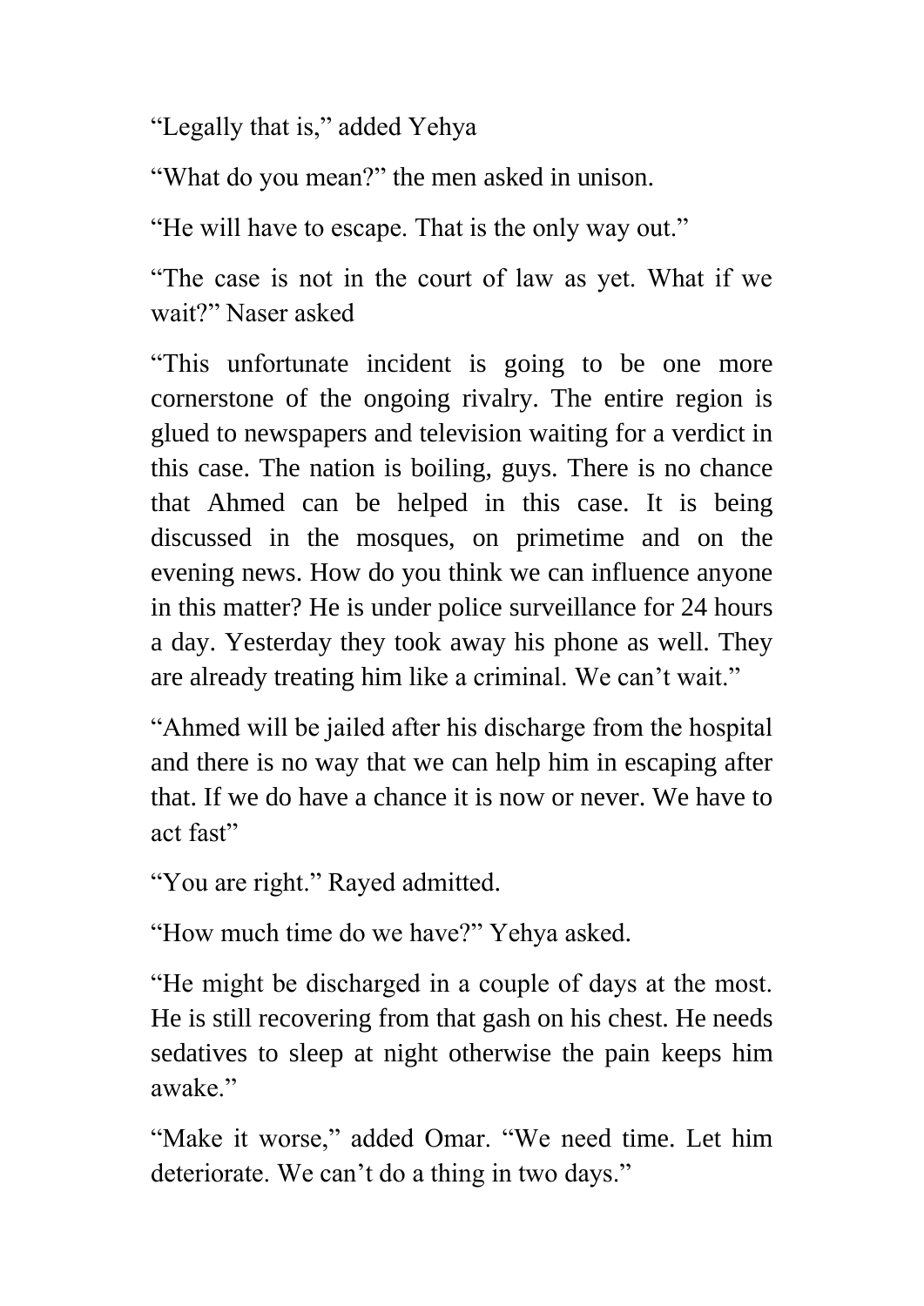“Legally that is,” added Yehya

“What do you mean?” the men asked in unison.

“He will have to escape. That is the only way out.”

“The case is not in the court of law as yet. What if we wait?” Naser asked

“This unfortunate incident is going to be one more cornerstone of the ongoing rivalry. The entire region is glued to newspapers and television waiting for a verdict in this case. The nation is boiling, guys. There is no chance that Ahmed can be helped in this case. It is being discussed in the mosques, on primetime and on the evening news. How do you think we can influence anyone in this matter? He is under police surveillance for 24 hours a day. Yesterday they took away his phone as well. They are already treating him like a criminal. We can’t wait.”

“Ahmed will be jailed after his discharge from the hospital and there is no way that we can help him in escaping after that. If we do have a chance it is now or never. We have to act fast”

“You are right.” Rayed admitted.

“How much time do we have?” Yehya asked.

“He might be discharged in a couple of days at the most. He is still recovering from that gash on his chest. He needs sedatives to sleep at night otherwise the pain keeps him awake.”

“Make it worse,” added Omar. “We need time. Let him deteriorate. We can’t do a thing in two days.”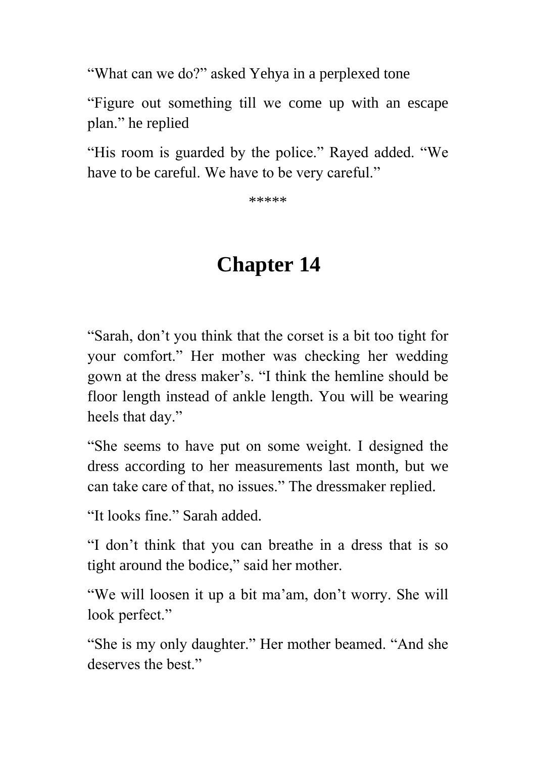“What can we do?” asked Yehya in a perplexed tone

“Figure out something till we come up with an escape plan.” he replied

“His room is guarded by the police.” Rayed added. “We have to be careful. We have to be very careful.”

*****

# Chapter 14

“Sarah, don’t you think that the corset is a bit too tight for your comfort.” Her mother was checking her wedding gown at the dress maker’s. “I think the hemline should be floor length instead of ankle length. You will be wearing heels that day.”

“She seems to have put on some weight. I designed the dress according to her measurements last month, but we can take care of that, no issues.” The dressmaker replied.

“It looks fine.” Sarah added.

“I don’t think that you can breathe in a dress that is so tight around the bodice,” said her mother.

“We will loosen it up a bit ma’am, don’t worry. She will look perfect.”

“She is my only daughter.” Her mother beamed. “And she deserves the best.”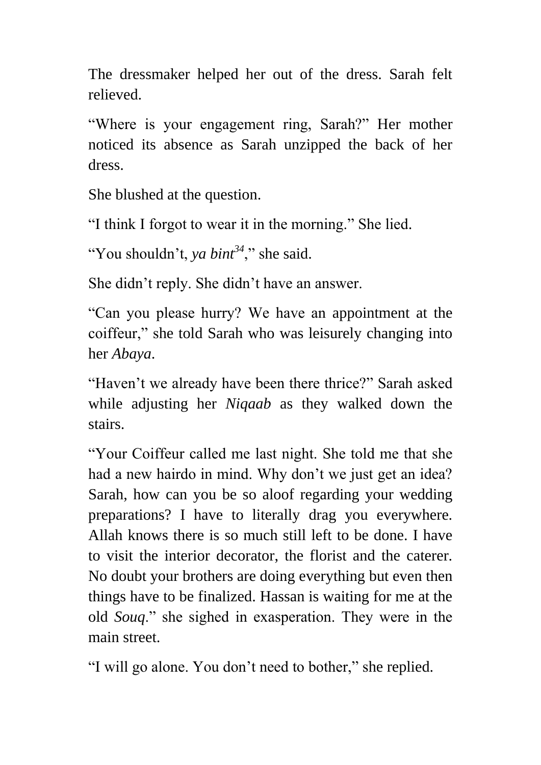The dressmaker helped her out of the dress. Sarah felt relieved.

"Where is your engagement ring, Sarah?" Her mother noticed its absence as Sarah unzipped the back of her dress.

She blushed at the question.

"I think I forgot to wear it in the morning." She lied.

"You shouldn't, *ya bint*[34]," she said.

She didn't reply. She didn't have an answer.

"Can you please hurry? We have an appointment at the coiffeur," she told Sarah who was leisurely changing into her *Abaya*.

"Haven't we already have been there thrice?" Sarah asked while adjusting her *Niqaab* as they walked down the stairs.

"Your Coiffeur called me last night. She told me that she had a new hairdo in mind. Why don't we just get an idea? Sarah, how can you be so aloof regarding your wedding preparations? I have to literally drag you everywhere. Allah knows there is so much still left to be done. I have to visit the interior decorator, the florist and the caterer. No doubt your brothers are doing everything but even then things have to be finalized. Hassan is waiting for me at the old *Souq*." she sighed in exasperation. They were in the main street.

"I will go alone. You don't need to bother," she replied.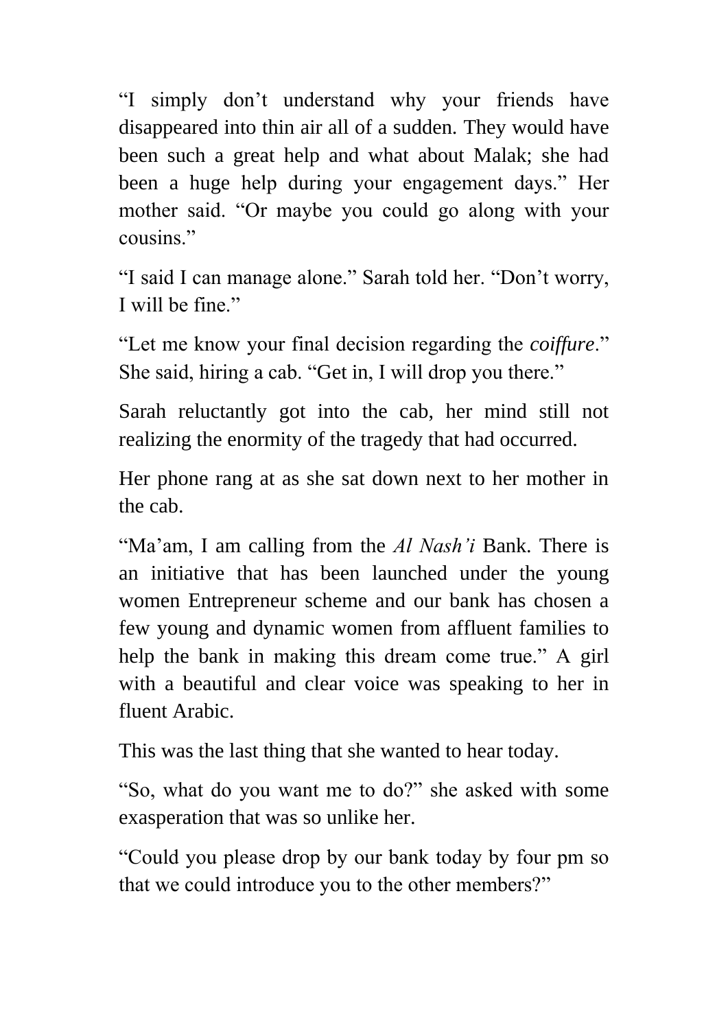"I simply don't understand why your friends have disappeared into thin air all of a sudden. They would have been such a great help and what about Malak; she had been a huge help during your engagement days." Her mother said. "Or maybe you could go along with your cousins."

"I said I can manage alone." Sarah told her. "Don't worry, I will be fine."

"Let me know your final decision regarding the *coiffure*." She said, hiring a cab. "Get in, I will drop you there."

Sarah reluctantly got into the cab, her mind still not realizing the enormity of the tragedy that had occurred.

Her phone rang at as she sat down next to her mother in the cab.

"Ma'am, I am calling from the *Al Nash'i* Bank. There is an initiative that has been launched under the young women Entrepreneur scheme and our bank has chosen a few young and dynamic women from affluent families to help the bank in making this dream come true." A girl with a beautiful and clear voice was speaking to her in fluent Arabic.

This was the last thing that she wanted to hear today.

"So, what do you want me to do?" she asked with some exasperation that was so unlike her.

"Could you please drop by our bank today by four pm so that we could introduce you to the other members?"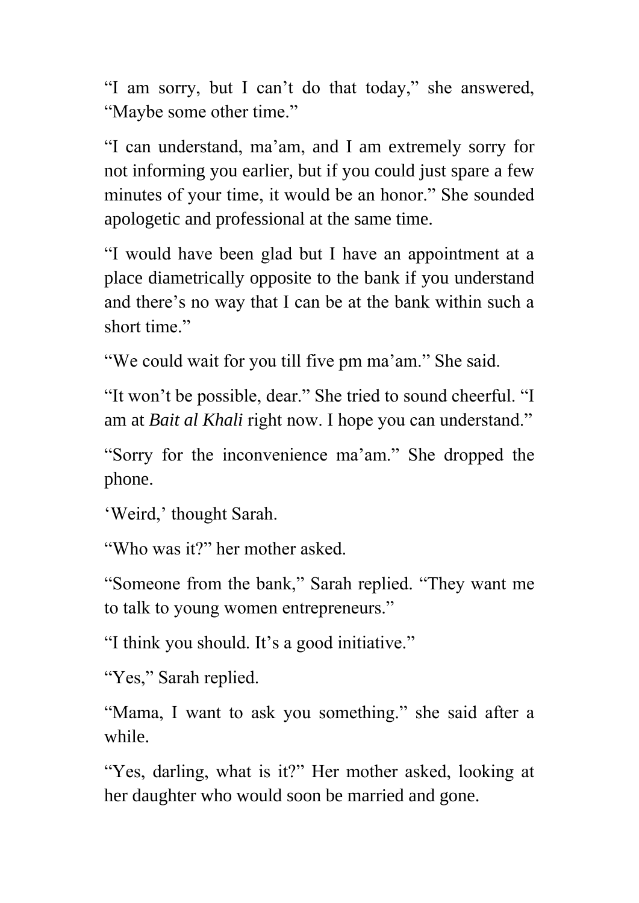"I am sorry, but I can't do that today," she answered, "Maybe some other time."

"I can understand, ma'am, and I am extremely sorry for not informing you earlier, but if you could just spare a few minutes of your time, it would be an honor." She sounded apologetic and professional at the same time.

"I would have been glad but I have an appointment at a place diametrically opposite to the bank if you understand and there's no way that I can be at the bank within such a short time."

"We could wait for you till five pm ma'am." She said.

"It won't be possible, dear." She tried to sound cheerful. "I am at *Bait al Khali* right now. I hope you can understand."

"Sorry for the inconvenience ma'am." She dropped the phone.

'Weird,' thought Sarah.

"Who was it?" her mother asked.

"Someone from the bank," Sarah replied. "They want me to talk to young women entrepreneurs."

"I think you should. It's a good initiative."

"Yes," Sarah replied.

"Mama, I want to ask you something." she said after a while.

"Yes, darling, what is it?" Her mother asked, looking at her daughter who would soon be married and gone.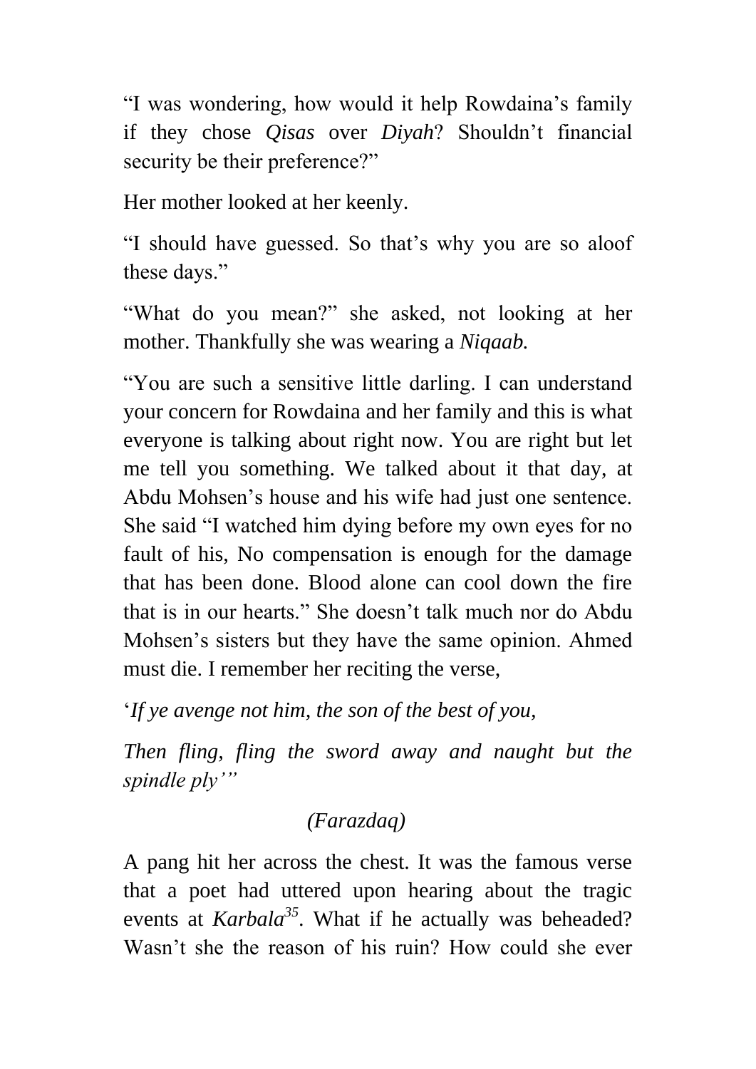"I was wondering, how would it help Rowdaina's family if they chose *Qisas* over *Diyah*? Shouldn't financial security be their preference?"

Her mother looked at her keenly.

"I should have guessed. So that's why you are so aloof these days."

"What do you mean?" she asked, not looking at her mother. Thankfully she was wearing a *Niqaab.*

"You are such a sensitive little darling. I can understand your concern for Rowdaina and her family and this is what everyone is talking about right now. You are right but let me tell you something. We talked about it that day, at Abdu Mohsen's house and his wife had just one sentence. She said "I watched him dying before my own eyes for no fault of his, No compensation is enough for the damage that has been done. Blood alone can cool down the fire that is in our hearts." She doesn't talk much nor do Abdu Mohsen's sisters but they have the same opinion. Ahmed must die. I remember her reciting the verse,

'*If ye avenge not him, the son of the best of you,*

*Then fling, fling the sword away and naught but the spindle ply'"*

*(Farazdaq)*

A pang hit her across the chest. It was the famous verse that a poet had uttered upon hearing about the tragic events at ***Karbala***[35]. What if he actually was beheaded? Wasn't she the reason of his ruin? How could she ever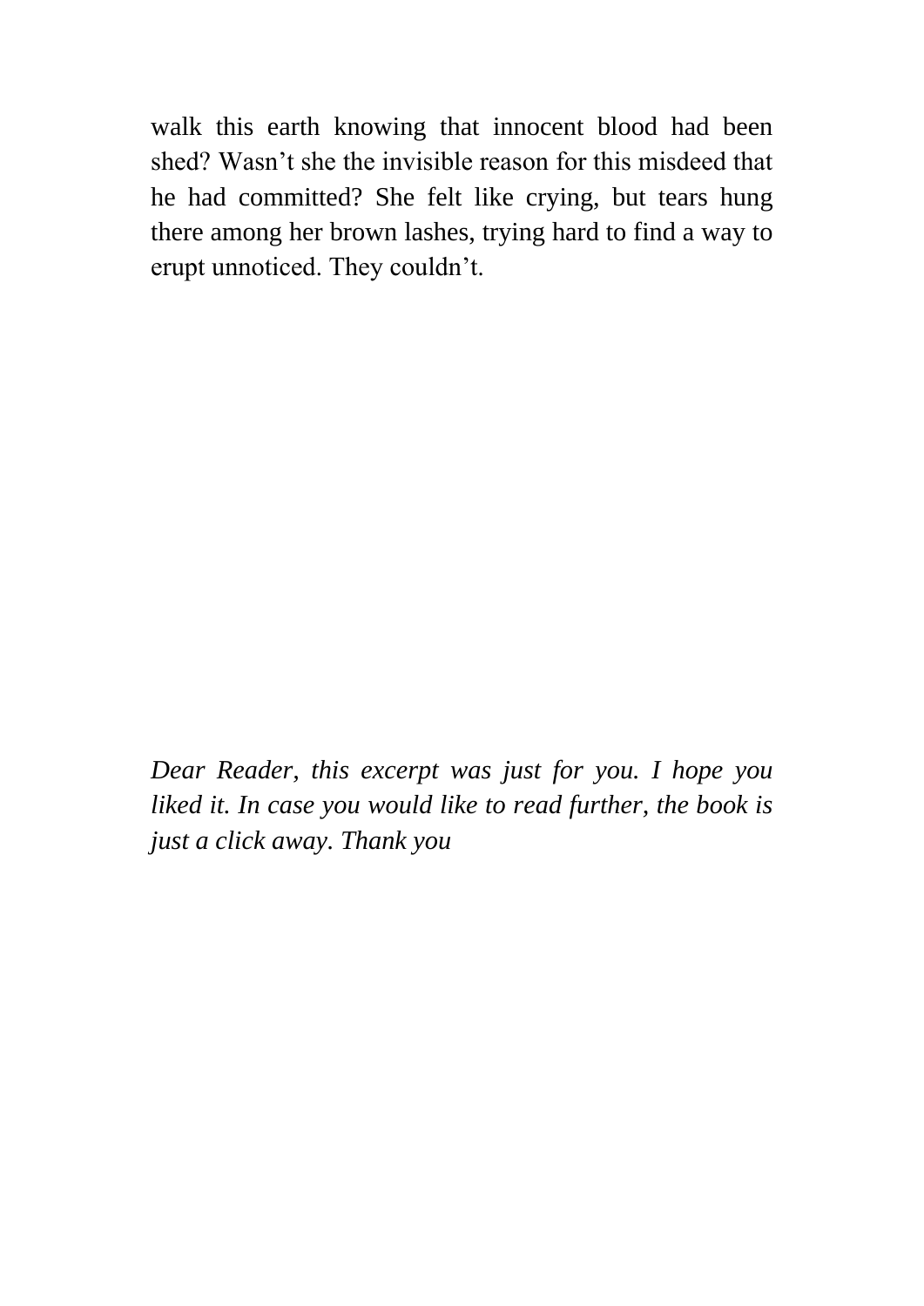walk this earth knowing that innocent blood had been shed? Wasn't she the invisible reason for this misdeed that he had committed? She felt like crying, but tears hung there among her brown lashes, trying hard to find a way to erupt unnoticed. They couldn't.

*Dear Reader, this excerpt was just for you. I hope you liked it. In case you would like to read further, the book is just a click away. Thank you*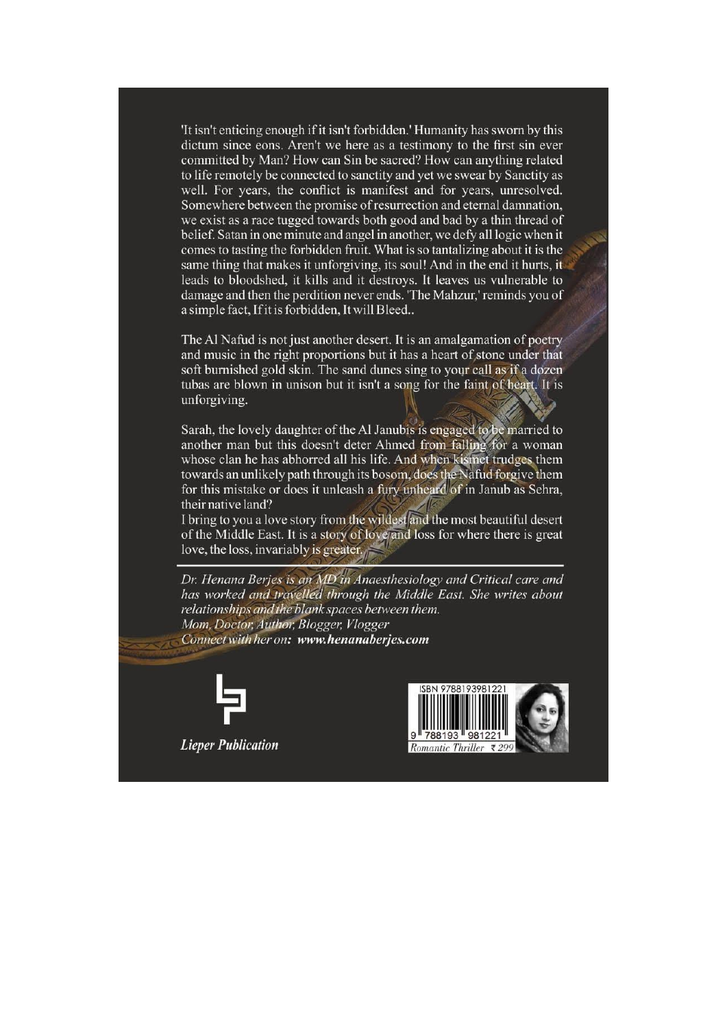'It isn't enticing enough if it isn't forbidden.' Humanity has sworn by this dictum since eons. Aren't we here as a testimony to the first sin ever committed by Man? How can Sin be sacred? How can anything related to life remotely be connected to sanctity and yet we swear by Sanctity as well. For years, the conflict is manifest and for years, unresolved. Somewhere between the promise of resurrection and eternal damnation, we exist as a race tugged towards both good and bad by a thin thread of belief. Satan in one minute and angel in another, we defy all logic when it comes to tasting the forbidden fruit. What is so tantalizing about it is the same thing that makes it unforgiving, its soul! And in the end it hurts, it leads to bloodshed, it kills and it destroys. It leaves us vulnerable to damage and then the perdition never ends. 'The Mahzur,' reminds you of a simple fact, If it is forbidden, It will Bleed..

The Al Nafud is not just another desert. It is an amalgamation of poetry and music in the right proportions but it has a heart of stone under that soft burnished gold skin. The sand dunes sing to your call as if a dozen tubas are blown in unison but it isn't a song for the faint of heart. It is unforgiving.

Sarah, the lovely daughter of the Al Janubis is engaged to be married to another man but this doesn't deter Ahmed from falling for a woman whose clan he has abhorred all his life. And when kismet trudges them towards an unlikely path through its bosom, does the Nafud forgive them for this mistake or does it unleash a fury unheard of in Janub as Sehra, their native land?

I bring to you a love story from the wildest and the most beautiful desert of the Middle East. It is a story of love and loss for where there is great love, the loss, invariably is greater.

---

*Dr. Henana Berjes is an MD in Anaesthesiology and Critical care and has worked and travelled through the Middle East. She writes about relationships and the blank spaces between them.*
*Mom, Doctor, Author, Blogger, Vlogger*
*Connect with her on:* ***www.henanaberjes.com***

*Lieper Publication*

ISBN 9788193981221

9 788193 981221

*Romantic Thriller* ₹ 299